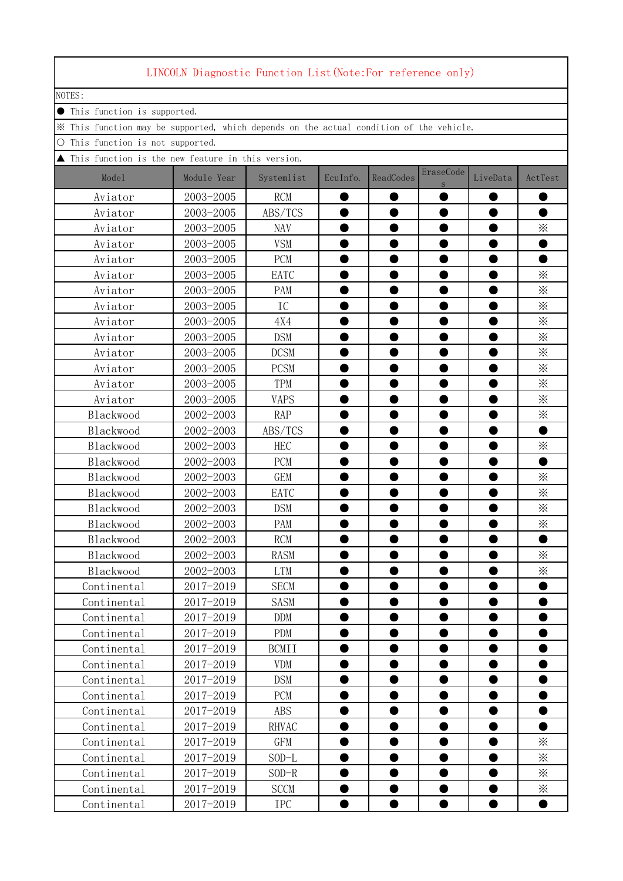# LINCOLN Diagnostic Function List(Note:For reference only)

NOTES:

● This function is supported.

※ This function may be supported, which depends on the actual condition of the vehicle.

○ This function is not supported.

▲ This function is the new feature in this version.

| Model | Module Year | Systemlist | EcuInfo. | ReadCodes | EraseCodes | LiveData | ActTest |
|---|---|---|---|---|---|---|---|
| Aviator | 2003-2005 | RCM | ● | ● | ● | ● | ● |
| Aviator | 2003-2005 | ABS/TCS | ● | ● | ● | ● | ● |
| Aviator | 2003-2005 | NAV | ● | ● | ● | ● | ※ |
| Aviator | 2003-2005 | VSM | ● | ● | ● | ● | ● |
| Aviator | 2003-2005 | PCM | ● | ● | ● | ● | ● |
| Aviator | 2003-2005 | EATC | ● | ● | ● | ● | ※ |
| Aviator | 2003-2005 | PAM | ● | ● | ● | ● | ※ |
| Aviator | 2003-2005 | IC | ● | ● | ● | ● | ※ |
| Aviator | 2003-2005 | 4X4 | ● | ● | ● | ● | ※ |
| Aviator | 2003-2005 | DSM | ● | ● | ● | ● | ※ |
| Aviator | 2003-2005 | DCSM | ● | ● | ● | ● | ※ |
| Aviator | 2003-2005 | PCSM | ● | ● | ● | ● | ※ |
| Aviator | 2003-2005 | TPM | ● | ● | ● | ● | ※ |
| Aviator | 2003-2005 | VAPS | ● | ● | ● | ● | ※ |
| Blackwood | 2002-2003 | RAP | ● | ● | ● | ● | ※ |
| Blackwood | 2002-2003 | ABS/TCS | ● | ● | ● | ● | ● |
| Blackwood | 2002-2003 | HEC | ● | ● | ● | ● | ※ |
| Blackwood | 2002-2003 | PCM | ● | ● | ● | ● | ● |
| Blackwood | 2002-2003 | GEM | ● | ● | ● | ● | ※ |
| Blackwood | 2002-2003 | EATC | ● | ● | ● | ● | ※ |
| Blackwood | 2002-2003 | DSM | ● | ● | ● | ● | ※ |
| Blackwood | 2002-2003 | PAM | ● | ● | ● | ● | ※ |
| Blackwood | 2002-2003 | RCM | ● | ● | ● | ● | ● |
| Blackwood | 2002-2003 | RASM | ● | ● | ● | ● | ※ |
| Blackwood | 2002-2003 | LTM | ● | ● | ● | ● | ※ |
| Continental | 2017-2019 | SECM | ● | ● | ● | ● | ● |
| Continental | 2017-2019 | SASM | ● | ● | ● | ● | ● |
| Continental | 2017-2019 | DDM | ● | ● | ● | ● | ● |
| Continental | 2017-2019 | PDM | ● | ● | ● | ● | ● |
| Continental | 2017-2019 | BCMII | ● | ● | ● | ● | ● |
| Continental | 2017-2019 | VDM | ● | ● | ● | ● | ● |
| Continental | 2017-2019 | DSM | ● | ● | ● | ● | ● |
| Continental | 2017-2019 | PCM | ● | ● | ● | ● | ● |
| Continental | 2017-2019 | ABS | ● | ● | ● | ● | ● |
| Continental | 2017-2019 | RHVAC | ● | ● | ● | ● | ● |
| Continental | 2017-2019 | GFM | ● | ● | ● | ● | ※ |
| Continental | 2017-2019 | SOD-L | ● | ● | ● | ● | ※ |
| Continental | 2017-2019 | SOD-R | ● | ● | ● | ● | ※ |
| Continental | 2017-2019 | SCCM | ● | ● | ● | ● | ※ |
| Continental | 2017-2019 | IPC | ● | ● | ● | ● | ● |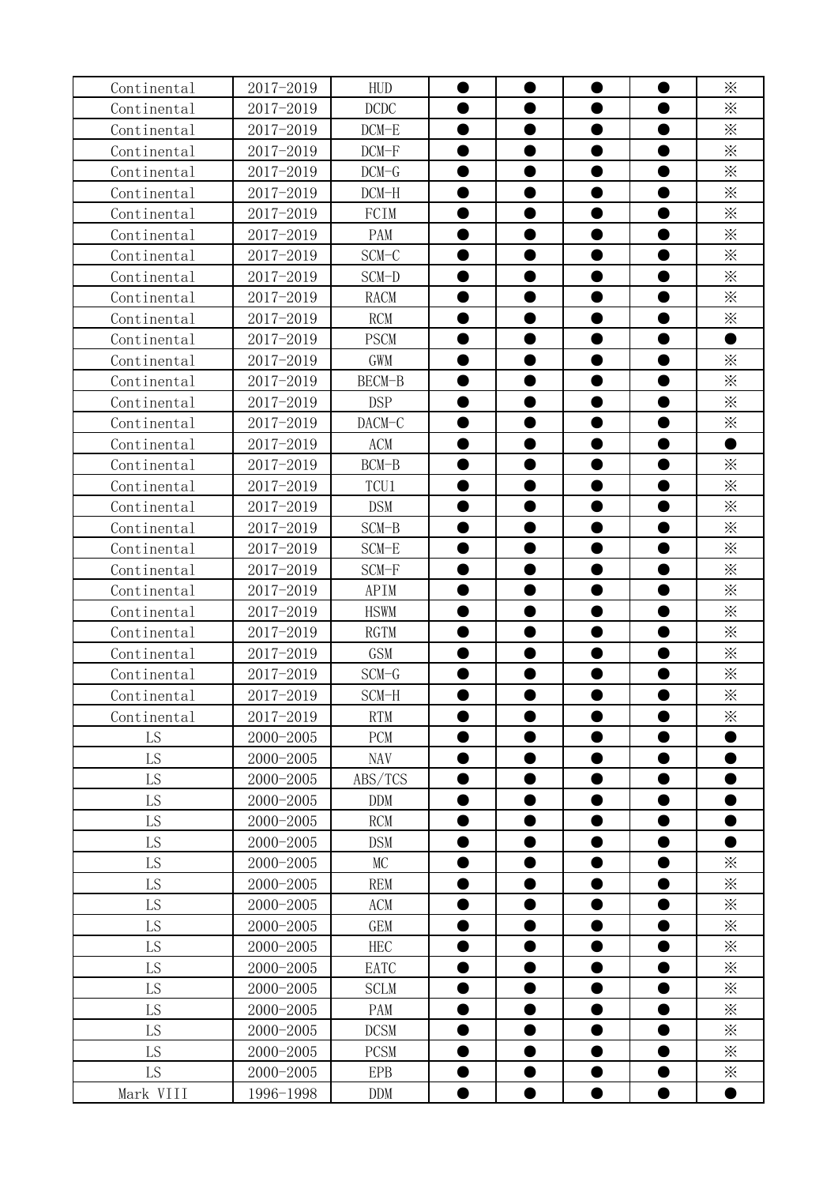| Continental | 2017-2019 | HUD | ● | ● | ● | ● | ※ |
|---|---|---|---|---|---|---|---|
| Continental | 2017-2019 | DCDC | ● | ● | ● | ● | ※ |
| Continental | 2017-2019 | DCM-E | ● | ● | ● | ● | ※ |
| Continental | 2017-2019 | DCM-F | ● | ● | ● | ● | ※ |
| Continental | 2017-2019 | DCM-G | ● | ● | ● | ● | ※ |
| Continental | 2017-2019 | DCM-H | ● | ● | ● | ● | ※ |
| Continental | 2017-2019 | FCIM | ● | ● | ● | ● | ※ |
| Continental | 2017-2019 | PAM | ● | ● | ● | ● | ※ |
| Continental | 2017-2019 | SCM-C | ● | ● | ● | ● | ※ |
| Continental | 2017-2019 | SCM-D | ● | ● | ● | ● | ※ |
| Continental | 2017-2019 | RACM | ● | ● | ● | ● | ※ |
| Continental | 2017-2019 | RCM | ● | ● | ● | ● | ※ |
| Continental | 2017-2019 | PSCM | ● | ● | ● | ● | ● |
| Continental | 2017-2019 | GWM | ● | ● | ● | ● | ※ |
| Continental | 2017-2019 | BECM-B | ● | ● | ● | ● | ※ |
| Continental | 2017-2019 | DSP | ● | ● | ● | ● | ※ |
| Continental | 2017-2019 | DACM-C | ● | ● | ● | ● | ※ |
| Continental | 2017-2019 | ACM | ● | ● | ● | ● | ● |
| Continental | 2017-2019 | BCM-B | ● | ● | ● | ● | ※ |
| Continental | 2017-2019 | TCU1 | ● | ● | ● | ● | ※ |
| Continental | 2017-2019 | DSM | ● | ● | ● | ● | ※ |
| Continental | 2017-2019 | SCM-B | ● | ● | ● | ● | ※ |
| Continental | 2017-2019 | SCM-E | ● | ● | ● | ● | ※ |
| Continental | 2017-2019 | SCM-F | ● | ● | ● | ● | ※ |
| Continental | 2017-2019 | APIM | ● | ● | ● | ● | ※ |
| Continental | 2017-2019 | HSWM | ● | ● | ● | ● | ※ |
| Continental | 2017-2019 | RGTM | ● | ● | ● | ● | ※ |
| Continental | 2017-2019 | GSM | ● | ● | ● | ● | ※ |
| Continental | 2017-2019 | SCM-G | ● | ● | ● | ● | ※ |
| Continental | 2017-2019 | SCM-H | ● | ● | ● | ● | ※ |
| Continental | 2017-2019 | RTM | ● | ● | ● | ● | ※ |
| LS | 2000-2005 | PCM | ● | ● | ● | ● | ● |
| LS | 2000-2005 | NAV | ● | ● | ● | ● | ● |
| LS | 2000-2005 | ABS/TCS | ● | ● | ● | ● | ● |
| LS | 2000-2005 | DDM | ● | ● | ● | ● | ● |
| LS | 2000-2005 | RCM | ● | ● | ● | ● | ● |
| LS | 2000-2005 | DSM | ● | ● | ● | ● | ● |
| LS | 2000-2005 | MC | ● | ● | ● | ● | ※ |
| LS | 2000-2005 | REM | ● | ● | ● | ● | ※ |
| LS | 2000-2005 | ACM | ● | ● | ● | ● | ※ |
| LS | 2000-2005 | GEM | ● | ● | ● | ● | ※ |
| LS | 2000-2005 | HEC | ● | ● | ● | ● | ※ |
| LS | 2000-2005 | EATC | ● | ● | ● | ● | ※ |
| LS | 2000-2005 | SCLM | ● | ● | ● | ● | ※ |
| LS | 2000-2005 | PAM | ● | ● | ● | ● | ※ |
| LS | 2000-2005 | DCSM | ● | ● | ● | ● | ※ |
| LS | 2000-2005 | PCSM | ● | ● | ● | ● | ※ |
| LS | 2000-2005 | EPB | ● | ● | ● | ● | ※ |
| Mark VIII | 1996-1998 | DDM | ● | ● | ● | ● | ● |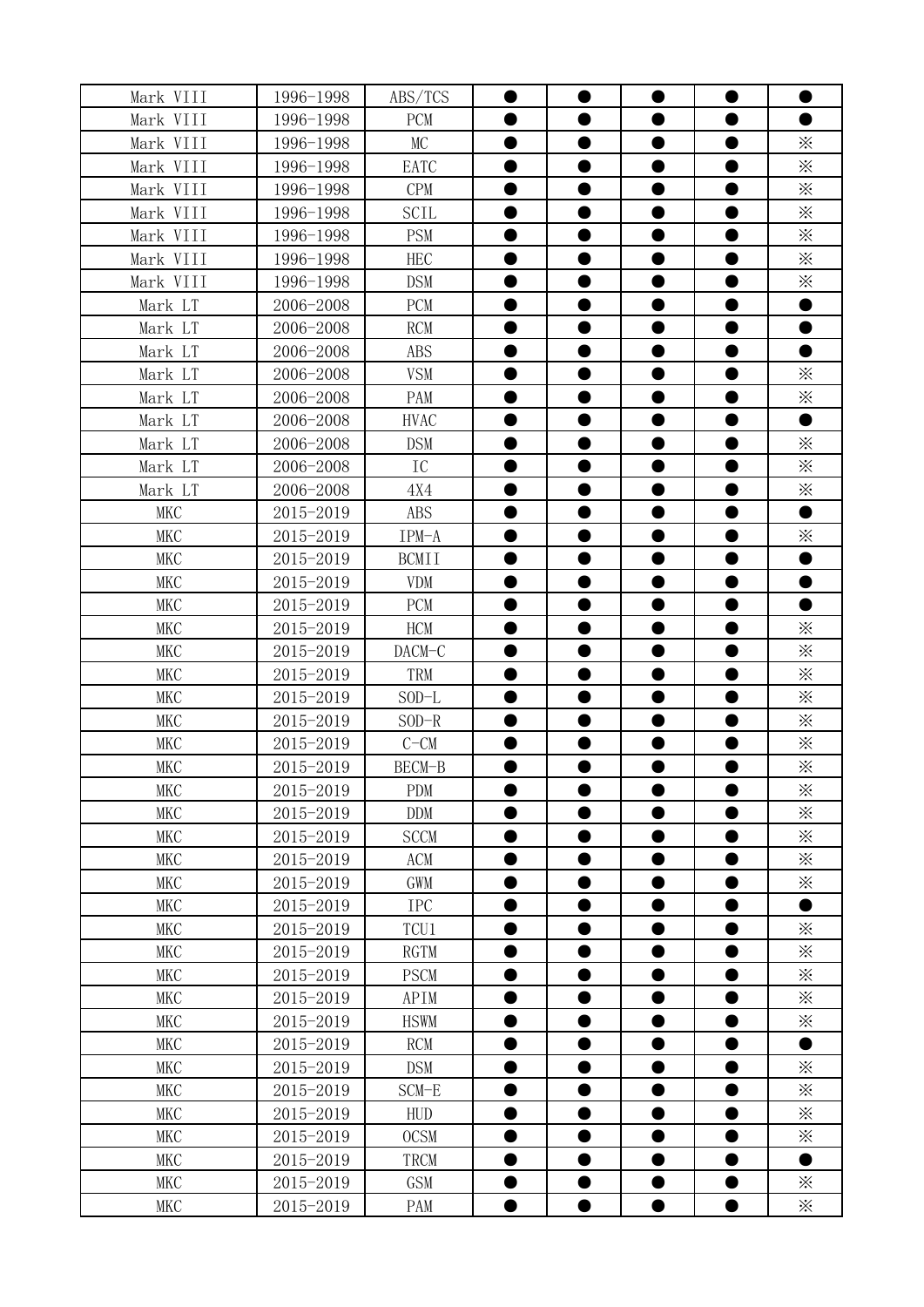| Mark VIII | 1996-1998 | ABS/TCS | ● | ● | ● | ● | ● |
|---|---|---|---|---|---|---|---|
| Mark VIII | 1996-1998 | PCM | ● | ● | ● | ● | ● |
| Mark VIII | 1996-1998 | MC | ● | ● | ● | ● | ※ |
| Mark VIII | 1996-1998 | EATC | ● | ● | ● | ● | ※ |
| Mark VIII | 1996-1998 | CPM | ● | ● | ● | ● | ※ |
| Mark VIII | 1996-1998 | SCIL | ● | ● | ● | ● | ※ |
| Mark VIII | 1996-1998 | PSM | ● | ● | ● | ● | ※ |
| Mark VIII | 1996-1998 | HEC | ● | ● | ● | ● | ※ |
| Mark VIII | 1996-1998 | DSM | ● | ● | ● | ● | ※ |
| Mark LT | 2006-2008 | PCM | ● | ● | ● | ● | ● |
| Mark LT | 2006-2008 | RCM | ● | ● | ● | ● | ● |
| Mark LT | 2006-2008 | ABS | ● | ● | ● | ● | ● |
| Mark LT | 2006-2008 | VSM | ● | ● | ● | ● | ※ |
| Mark LT | 2006-2008 | PAM | ● | ● | ● | ● | ※ |
| Mark LT | 2006-2008 | HVAC | ● | ● | ● | ● | ● |
| Mark LT | 2006-2008 | DSM | ● | ● | ● | ● | ※ |
| Mark LT | 2006-2008 | IC | ● | ● | ● | ● | ※ |
| Mark LT | 2006-2008 | 4X4 | ● | ● | ● | ● | ※ |
| MKC | 2015-2019 | ABS | ● | ● | ● | ● | ● |
| MKC | 2015-2019 | IPM-A | ● | ● | ● | ● | ※ |
| MKC | 2015-2019 | BCMII | ● | ● | ● | ● | ● |
| MKC | 2015-2019 | VDM | ● | ● | ● | ● | ● |
| MKC | 2015-2019 | PCM | ● | ● | ● | ● | ● |
| MKC | 2015-2019 | HCM | ● | ● | ● | ● | ※ |
| MKC | 2015-2019 | DACM-C | ● | ● | ● | ● | ※ |
| MKC | 2015-2019 | TRM | ● | ● | ● | ● | ※ |
| MKC | 2015-2019 | SOD-L | ● | ● | ● | ● | ※ |
| MKC | 2015-2019 | SOD-R | ● | ● | ● | ● | ※ |
| MKC | 2015-2019 | C-CM | ● | ● | ● | ● | ※ |
| MKC | 2015-2019 | BECM-B | ● | ● | ● | ● | ※ |
| MKC | 2015-2019 | PDM | ● | ● | ● | ● | ※ |
| MKC | 2015-2019 | DDM | ● | ● | ● | ● | ※ |
| MKC | 2015-2019 | SCCM | ● | ● | ● | ● | ※ |
| MKC | 2015-2019 | ACM | ● | ● | ● | ● | ※ |
| MKC | 2015-2019 | GWM | ● | ● | ● | ● | ※ |
| MKC | 2015-2019 | IPC | ● | ● | ● | ● | ● |
| MKC | 2015-2019 | TCU1 | ● | ● | ● | ● | ※ |
| MKC | 2015-2019 | RGTM | ● | ● | ● | ● | ※ |
| MKC | 2015-2019 | PSCM | ● | ● | ● | ● | ※ |
| MKC | 2015-2019 | APIM | ● | ● | ● | ● | ※ |
| MKC | 2015-2019 | HSWM | ● | ● | ● | ● | ※ |
| MKC | 2015-2019 | RCM | ● | ● | ● | ● | ● |
| MKC | 2015-2019 | DSM | ● | ● | ● | ● | ※ |
| MKC | 2015-2019 | SCM-E | ● | ● | ● | ● | ※ |
| MKC | 2015-2019 | HUD | ● | ● | ● | ● | ※ |
| MKC | 2015-2019 | OCSM | ● | ● | ● | ● | ※ |
| MKC | 2015-2019 | TRCM | ● | ● | ● | ● | ● |
| MKC | 2015-2019 | GSM | ● | ● | ● | ● | ※ |
| MKC | 2015-2019 | PAM | ● | ● | ● | ● | ※ |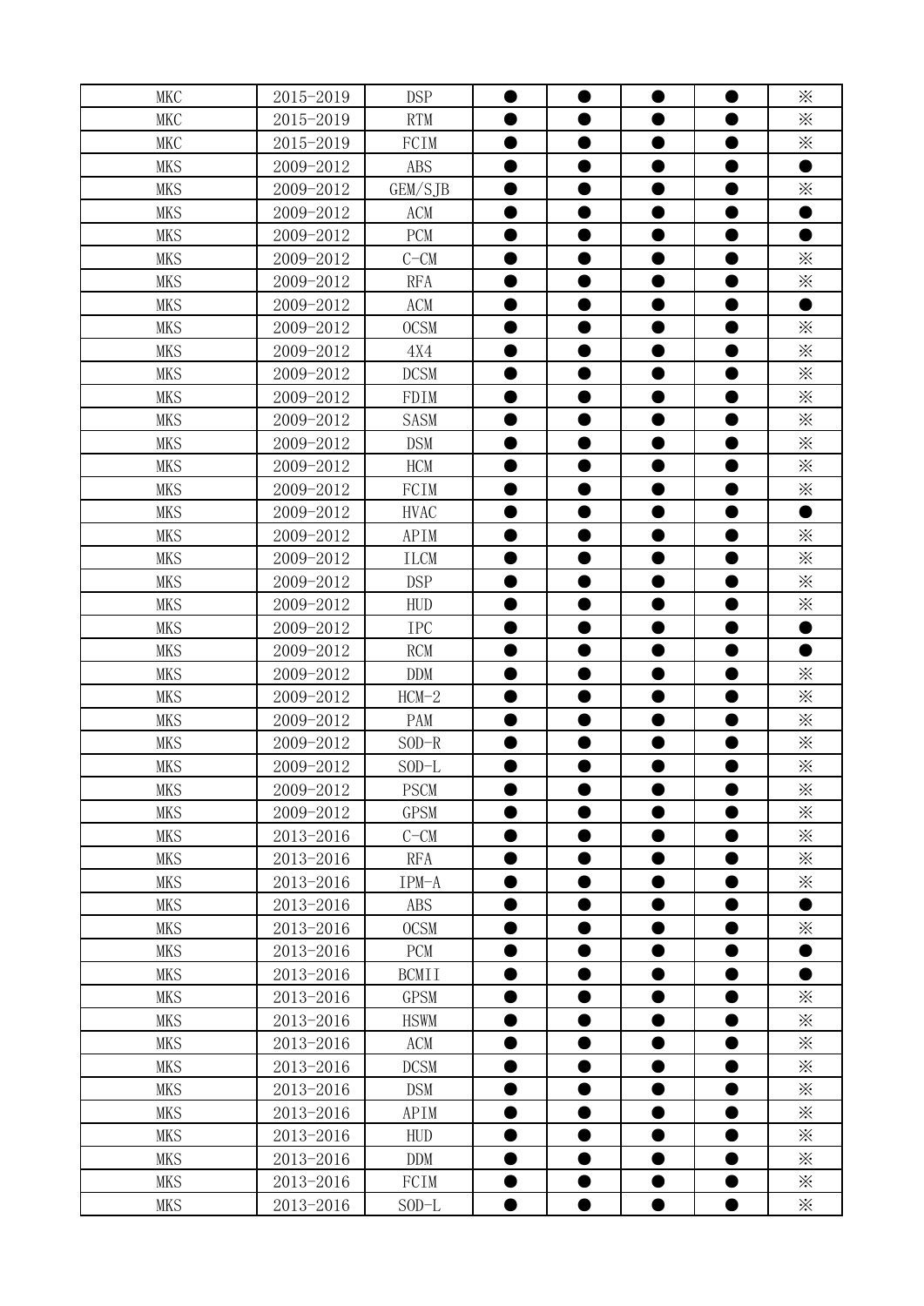| MKC | 2015-2019 | DSP | ● | ● | ● | ● | ※ |
|---|---|---|---|---|---|---|---|
| MKC | 2015-2019 | RTM | ● | ● | ● | ● | ※ |
| MKC | 2015-2019 | FCIM | ● | ● | ● | ● | ※ |
| MKS | 2009-2012 | ABS | ● | ● | ● | ● | ● |
| MKS | 2009-2012 | GEM/SJB | ● | ● | ● | ● | ※ |
| MKS | 2009-2012 | ACM | ● | ● | ● | ● | ● |
| MKS | 2009-2012 | PCM | ● | ● | ● | ● | ● |
| MKS | 2009-2012 | C-CM | ● | ● | ● | ● | ※ |
| MKS | 2009-2012 | RFA | ● | ● | ● | ● | ※ |
| MKS | 2009-2012 | ACM | ● | ● | ● | ● | ● |
| MKS | 2009-2012 | OCSM | ● | ● | ● | ● | ※ |
| MKS | 2009-2012 | 4X4 | ● | ● | ● | ● | ※ |
| MKS | 2009-2012 | DCSM | ● | ● | ● | ● | ※ |
| MKS | 2009-2012 | FDIM | ● | ● | ● | ● | ※ |
| MKS | 2009-2012 | SASM | ● | ● | ● | ● | ※ |
| MKS | 2009-2012 | DSM | ● | ● | ● | ● | ※ |
| MKS | 2009-2012 | HCM | ● | ● | ● | ● | ※ |
| MKS | 2009-2012 | FCIM | ● | ● | ● | ● | ※ |
| MKS | 2009-2012 | HVAC | ● | ● | ● | ● | ● |
| MKS | 2009-2012 | APIM | ● | ● | ● | ● | ※ |
| MKS | 2009-2012 | ILCM | ● | ● | ● | ● | ※ |
| MKS | 2009-2012 | DSP | ● | ● | ● | ● | ※ |
| MKS | 2009-2012 | HUD | ● | ● | ● | ● | ※ |
| MKS | 2009-2012 | IPC | ● | ● | ● | ● | ● |
| MKS | 2009-2012 | RCM | ● | ● | ● | ● | ● |
| MKS | 2009-2012 | DDM | ● | ● | ● | ● | ※ |
| MKS | 2009-2012 | HCM-2 | ● | ● | ● | ● | ※ |
| MKS | 2009-2012 | PAM | ● | ● | ● | ● | ※ |
| MKS | 2009-2012 | SOD-R | ● | ● | ● | ● | ※ |
| MKS | 2009-2012 | SOD-L | ● | ● | ● | ● | ※ |
| MKS | 2009-2012 | PSCM | ● | ● | ● | ● | ※ |
| MKS | 2009-2012 | GPSM | ● | ● | ● | ● | ※ |
| MKS | 2013-2016 | C-CM | ● | ● | ● | ● | ※ |
| MKS | 2013-2016 | RFA | ● | ● | ● | ● | ※ |
| MKS | 2013-2016 | IPM-A | ● | ● | ● | ● | ※ |
| MKS | 2013-2016 | ABS | ● | ● | ● | ● | ● |
| MKS | 2013-2016 | OCSM | ● | ● | ● | ● | ※ |
| MKS | 2013-2016 | PCM | ● | ● | ● | ● | ● |
| MKS | 2013-2016 | BCMII | ● | ● | ● | ● | ● |
| MKS | 2013-2016 | GPSM | ● | ● | ● | ● | ※ |
| MKS | 2013-2016 | HSWM | ● | ● | ● | ● | ※ |
| MKS | 2013-2016 | ACM | ● | ● | ● | ● | ※ |
| MKS | 2013-2016 | DCSM | ● | ● | ● | ● | ※ |
| MKS | 2013-2016 | DSM | ● | ● | ● | ● | ※ |
| MKS | 2013-2016 | APIM | ● | ● | ● | ● | ※ |
| MKS | 2013-2016 | HUD | ● | ● | ● | ● | ※ |
| MKS | 2013-2016 | DDM | ● | ● | ● | ● | ※ |
| MKS | 2013-2016 | FCIM | ● | ● | ● | ● | ※ |
| MKS | 2013-2016 | SOD-L | ● | ● | ● | ● | ※ |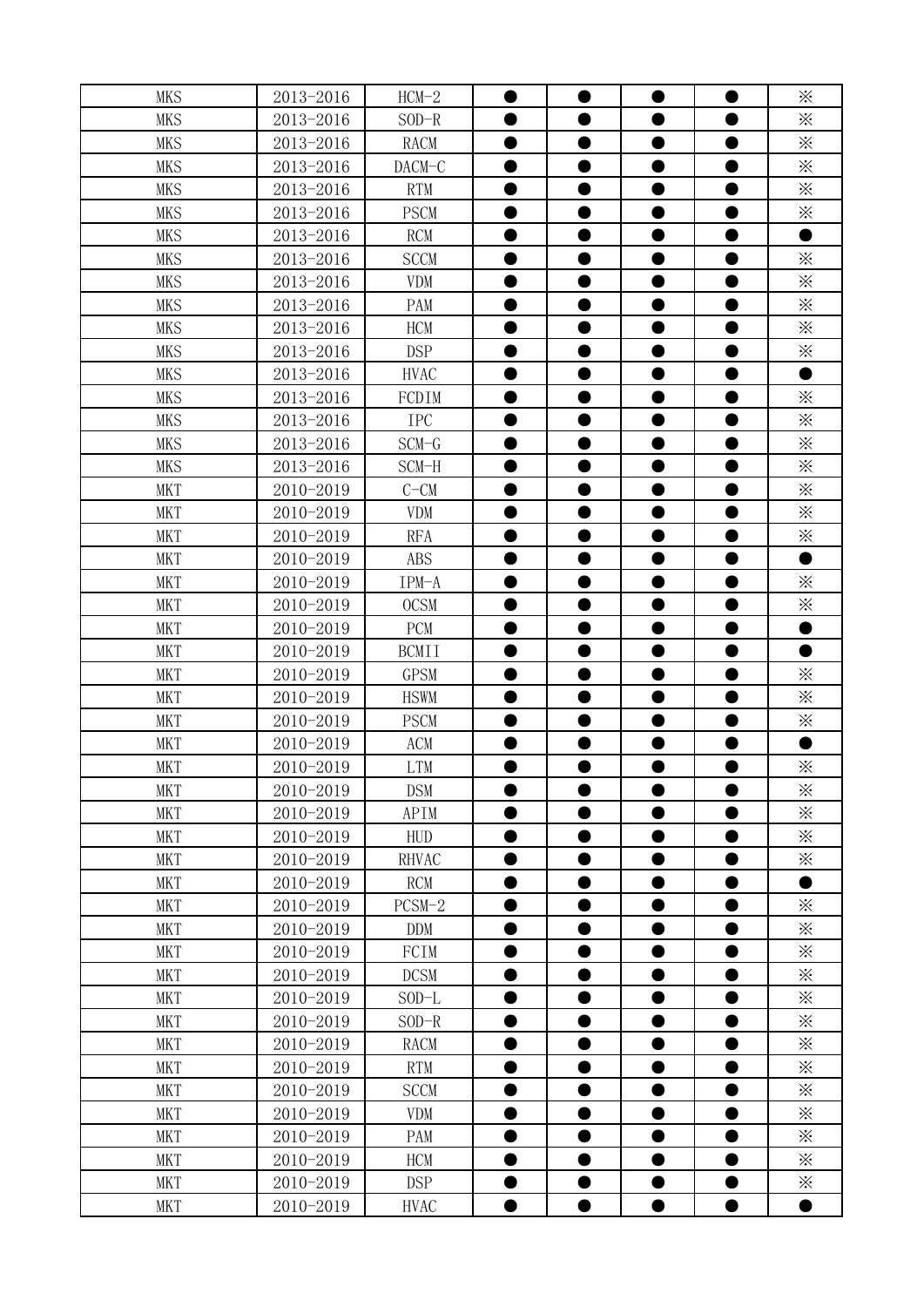| MKS | 2013-2016 | HCM-2 | ● | ● | ● | ● | ※ |
|---|---|---|---|---|---|---|---|
| MKS | 2013-2016 | SOD-R | ● | ● | ● | ● | ※ |
| MKS | 2013-2016 | RACM | ● | ● | ● | ● | ※ |
| MKS | 2013-2016 | DACM-C | ● | ● | ● | ● | ※ |
| MKS | 2013-2016 | RTM | ● | ● | ● | ● | ※ |
| MKS | 2013-2016 | PSCM | ● | ● | ● | ● | ※ |
| MKS | 2013-2016 | RCM | ● | ● | ● | ● | ● |
| MKS | 2013-2016 | SCCM | ● | ● | ● | ● | ※ |
| MKS | 2013-2016 | VDM | ● | ● | ● | ● | ※ |
| MKS | 2013-2016 | PAM | ● | ● | ● | ● | ※ |
| MKS | 2013-2016 | HCM | ● | ● | ● | ● | ※ |
| MKS | 2013-2016 | DSP | ● | ● | ● | ● | ※ |
| MKS | 2013-2016 | HVAC | ● | ● | ● | ● | ● |
| MKS | 2013-2016 | FCDIM | ● | ● | ● | ● | ※ |
| MKS | 2013-2016 | IPC | ● | ● | ● | ● | ※ |
| MKS | 2013-2016 | SCM-G | ● | ● | ● | ● | ※ |
| MKS | 2013-2016 | SCM-H | ● | ● | ● | ● | ※ |
| MKT | 2010-2019 | C-CM | ● | ● | ● | ● | ※ |
| MKT | 2010-2019 | VDM | ● | ● | ● | ● | ※ |
| MKT | 2010-2019 | RFA | ● | ● | ● | ● | ※ |
| MKT | 2010-2019 | ABS | ● | ● | ● | ● | ● |
| MKT | 2010-2019 | IPM-A | ● | ● | ● | ● | ※ |
| MKT | 2010-2019 | OCSM | ● | ● | ● | ● | ※ |
| MKT | 2010-2019 | PCM | ● | ● | ● | ● | ● |
| MKT | 2010-2019 | BCMII | ● | ● | ● | ● | ● |
| MKT | 2010-2019 | GPSM | ● | ● | ● | ● | ※ |
| MKT | 2010-2019 | HSWM | ● | ● | ● | ● | ※ |
| MKT | 2010-2019 | PSCM | ● | ● | ● | ● | ※ |
| MKT | 2010-2019 | ACM | ● | ● | ● | ● | ● |
| MKT | 2010-2019 | LTM | ● | ● | ● | ● | ※ |
| MKT | 2010-2019 | DSM | ● | ● | ● | ● | ※ |
| MKT | 2010-2019 | APIM | ● | ● | ● | ● | ※ |
| MKT | 2010-2019 | HUD | ● | ● | ● | ● | ※ |
| MKT | 2010-2019 | RHVAC | ● | ● | ● | ● | ※ |
| MKT | 2010-2019 | RCM | ● | ● | ● | ● | ● |
| MKT | 2010-2019 | PCSM-2 | ● | ● | ● | ● | ※ |
| MKT | 2010-2019 | DDM | ● | ● | ● | ● | ※ |
| MKT | 2010-2019 | FCIM | ● | ● | ● | ● | ※ |
| MKT | 2010-2019 | DCSM | ● | ● | ● | ● | ※ |
| MKT | 2010-2019 | SOD-L | ● | ● | ● | ● | ※ |
| MKT | 2010-2019 | SOD-R | ● | ● | ● | ● | ※ |
| MKT | 2010-2019 | RACM | ● | ● | ● | ● | ※ |
| MKT | 2010-2019 | RTM | ● | ● | ● | ● | ※ |
| MKT | 2010-2019 | SCCM | ● | ● | ● | ● | ※ |
| MKT | 2010-2019 | VDM | ● | ● | ● | ● | ※ |
| MKT | 2010-2019 | PAM | ● | ● | ● | ● | ※ |
| MKT | 2010-2019 | HCM | ● | ● | ● | ● | ※ |
| MKT | 2010-2019 | DSP | ● | ● | ● | ● | ※ |
| MKT | 2010-2019 | HVAC | ● | ● | ● | ● | ● |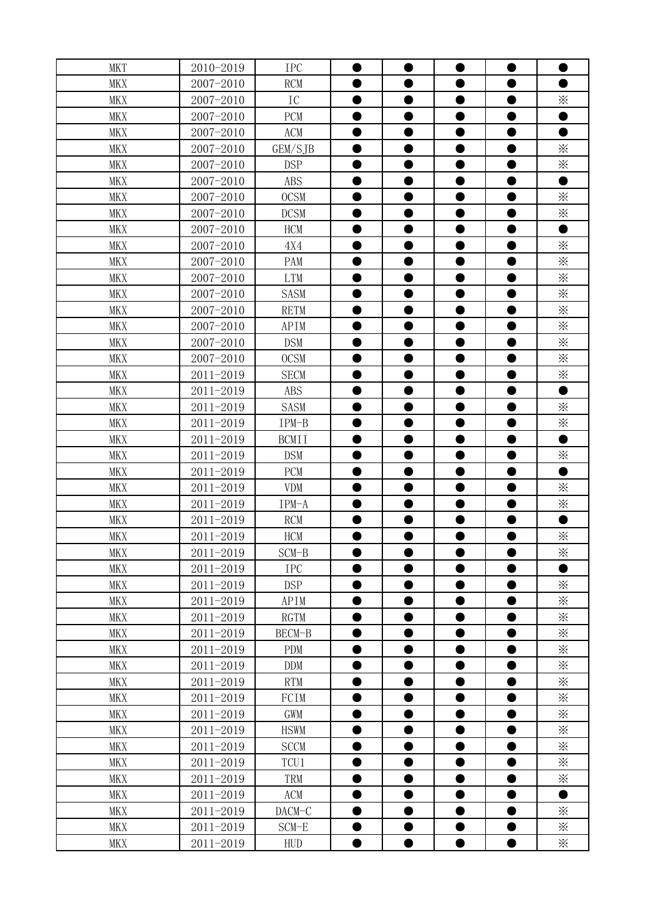| MKT | 2010-2019 | IPC | ● | ● | ● | ● | ● |
|---|---|---|---|---|---|---|---|
| MKX | 2007-2010 | RCM | ● | ● | ● | ● | ● |
| MKX | 2007-2010 | IC | ● | ● | ● | ● | ※ |
| MKX | 2007-2010 | PCM | ● | ● | ● | ● | ● |
| MKX | 2007-2010 | ACM | ● | ● | ● | ● | ● |
| MKX | 2007-2010 | GEM/SJB | ● | ● | ● | ● | ※ |
| MKX | 2007-2010 | DSP | ● | ● | ● | ● | ※ |
| MKX | 2007-2010 | ABS | ● | ● | ● | ● | ● |
| MKX | 2007-2010 | OCSM | ● | ● | ● | ● | ※ |
| MKX | 2007-2010 | DCSM | ● | ● | ● | ● | ※ |
| MKX | 2007-2010 | HCM | ● | ● | ● | ● | ● |
| MKX | 2007-2010 | 4X4 | ● | ● | ● | ● | ※ |
| MKX | 2007-2010 | PAM | ● | ● | ● | ● | ※ |
| MKX | 2007-2010 | LTM | ● | ● | ● | ● | ※ |
| MKX | 2007-2010 | SASM | ● | ● | ● | ● | ※ |
| MKX | 2007-2010 | RETM | ● | ● | ● | ● | ※ |
| MKX | 2007-2010 | APIM | ● | ● | ● | ● | ※ |
| MKX | 2007-2010 | DSM | ● | ● | ● | ● | ※ |
| MKX | 2007-2010 | OCSM | ● | ● | ● | ● | ※ |
| MKX | 2011-2019 | SECM | ● | ● | ● | ● | ※ |
| MKX | 2011-2019 | ABS | ● | ● | ● | ● | ● |
| MKX | 2011-2019 | SASM | ● | ● | ● | ● | ※ |
| MKX | 2011-2019 | IPM-B | ● | ● | ● | ● | ※ |
| MKX | 2011-2019 | BCMII | ● | ● | ● | ● | ● |
| MKX | 2011-2019 | DSM | ● | ● | ● | ● | ※ |
| MKX | 2011-2019 | PCM | ● | ● | ● | ● | ● |
| MKX | 2011-2019 | VDM | ● | ● | ● | ● | ※ |
| MKX | 2011-2019 | IPM-A | ● | ● | ● | ● | ※ |
| MKX | 2011-2019 | RCM | ● | ● | ● | ● | ● |
| MKX | 2011-2019 | HCM | ● | ● | ● | ● | ※ |
| MKX | 2011-2019 | SCM-B | ● | ● | ● | ● | ※ |
| MKX | 2011-2019 | IPC | ● | ● | ● | ● | ● |
| MKX | 2011-2019 | DSP | ● | ● | ● | ● | ※ |
| MKX | 2011-2019 | APIM | ● | ● | ● | ● | ※ |
| MKX | 2011-2019 | RGTM | ● | ● | ● | ● | ※ |
| MKX | 2011-2019 | BECM-B | ● | ● | ● | ● | ※ |
| MKX | 2011-2019 | PDM | ● | ● | ● | ● | ※ |
| MKX | 2011-2019 | DDM | ● | ● | ● | ● | ※ |
| MKX | 2011-2019 | RTM | ● | ● | ● | ● | ※ |
| MKX | 2011-2019 | FCIM | ● | ● | ● | ● | ※ |
| MKX | 2011-2019 | GWM | ● | ● | ● | ● | ※ |
| MKX | 2011-2019 | HSWM | ● | ● | ● | ● | ※ |
| MKX | 2011-2019 | SCCM | ● | ● | ● | ● | ※ |
| MKX | 2011-2019 | TCU1 | ● | ● | ● | ● | ※ |
| MKX | 2011-2019 | TRM | ● | ● | ● | ● | ※ |
| MKX | 2011-2019 | ACM | ● | ● | ● | ● | ● |
| MKX | 2011-2019 | DACM-C | ● | ● | ● | ● | ※ |
| MKX | 2011-2019 | SCM-E | ● | ● | ● | ● | ※ |
| MKX | 2011-2019 | HUD | ● | ● | ● | ● | ※ |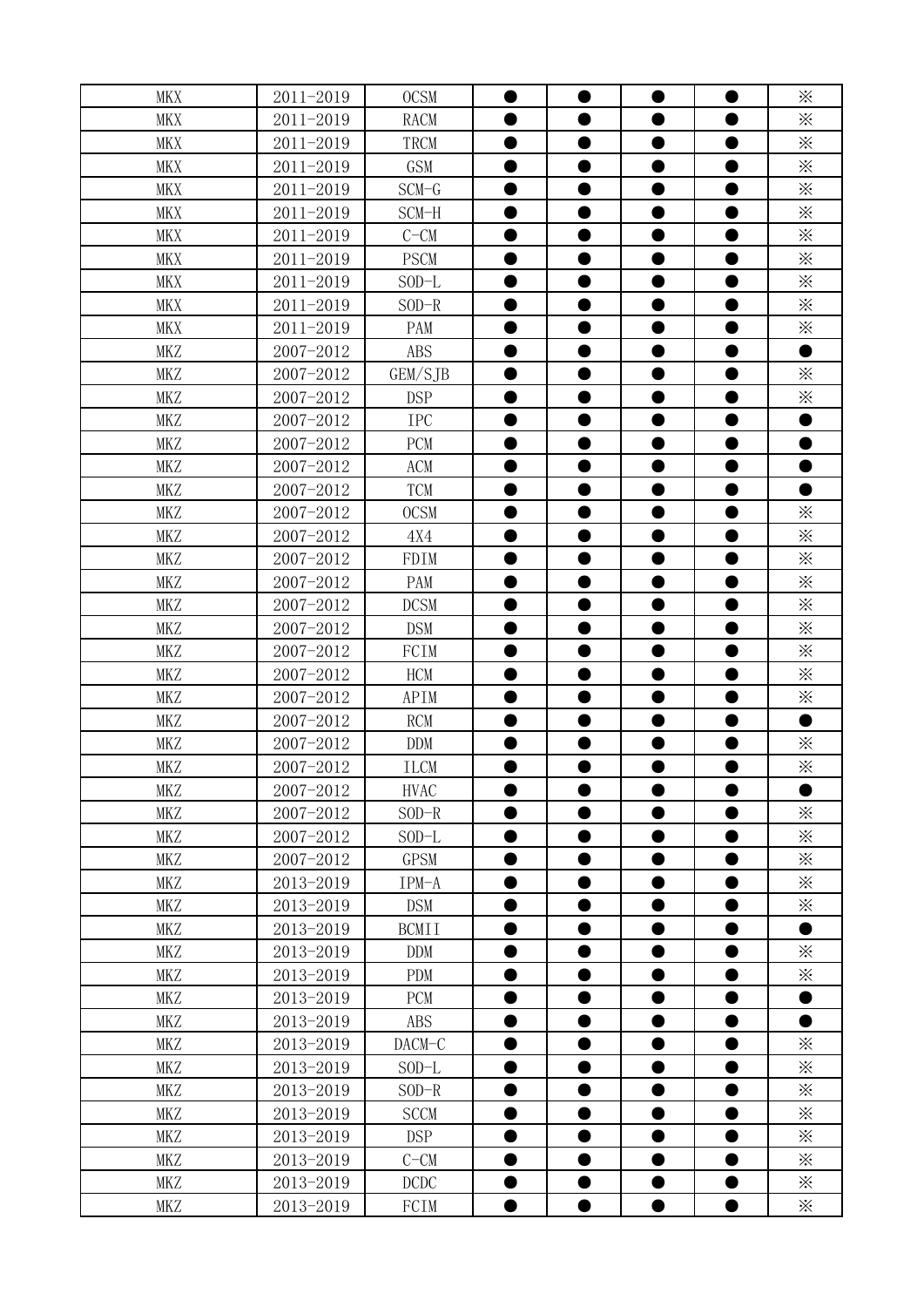| | | | | | | | |
|---|---|---|---|---|---|---|---|
| MKX | 2011-2019 | OCSM | ● | ● | ● | ● | ※ |
| MKX | 2011-2019 | RACM | ● | ● | ● | ● | ※ |
| MKX | 2011-2019 | TRCM | ● | ● | ● | ● | ※ |
| MKX | 2011-2019 | GSM | ● | ● | ● | ● | ※ |
| MKX | 2011-2019 | SCM-G | ● | ● | ● | ● | ※ |
| MKX | 2011-2019 | SCM-H | ● | ● | ● | ● | ※ |
| MKX | 2011-2019 | C-CM | ● | ● | ● | ● | ※ |
| MKX | 2011-2019 | PSCM | ● | ● | ● | ● | ※ |
| MKX | 2011-2019 | SOD-L | ● | ● | ● | ● | ※ |
| MKX | 2011-2019 | SOD-R | ● | ● | ● | ● | ※ |
| MKX | 2011-2019 | PAM | ● | ● | ● | ● | ※ |
| MKZ | 2007-2012 | ABS | ● | ● | ● | ● | ● |
| MKZ | 2007-2012 | GEM/SJB | ● | ● | ● | ● | ※ |
| MKZ | 2007-2012 | DSP | ● | ● | ● | ● | ※ |
| MKZ | 2007-2012 | IPC | ● | ● | ● | ● | ● |
| MKZ | 2007-2012 | PCM | ● | ● | ● | ● | ● |
| MKZ | 2007-2012 | ACM | ● | ● | ● | ● | ● |
| MKZ | 2007-2012 | TCM | ● | ● | ● | ● | ● |
| MKZ | 2007-2012 | OCSM | ● | ● | ● | ● | ※ |
| MKZ | 2007-2012 | 4X4 | ● | ● | ● | ● | ※ |
| MKZ | 2007-2012 | FDIM | ● | ● | ● | ● | ※ |
| MKZ | 2007-2012 | PAM | ● | ● | ● | ● | ※ |
| MKZ | 2007-2012 | DCSM | ● | ● | ● | ● | ※ |
| MKZ | 2007-2012 | DSM | ● | ● | ● | ● | ※ |
| MKZ | 2007-2012 | FCIM | ● | ● | ● | ● | ※ |
| MKZ | 2007-2012 | HCM | ● | ● | ● | ● | ※ |
| MKZ | 2007-2012 | APIM | ● | ● | ● | ● | ※ |
| MKZ | 2007-2012 | RCM | ● | ● | ● | ● | ● |
| MKZ | 2007-2012 | DDM | ● | ● | ● | ● | ※ |
| MKZ | 2007-2012 | ILCM | ● | ● | ● | ● | ※ |
| MKZ | 2007-2012 | HVAC | ● | ● | ● | ● | ● |
| MKZ | 2007-2012 | SOD-R | ● | ● | ● | ● | ※ |
| MKZ | 2007-2012 | SOD-L | ● | ● | ● | ● | ※ |
| MKZ | 2007-2012 | GPSM | ● | ● | ● | ● | ※ |
| MKZ | 2013-2019 | IPM-A | ● | ● | ● | ● | ※ |
| MKZ | 2013-2019 | DSM | ● | ● | ● | ● | ※ |
| MKZ | 2013-2019 | BCMII | ● | ● | ● | ● | ● |
| MKZ | 2013-2019 | DDM | ● | ● | ● | ● | ※ |
| MKZ | 2013-2019 | PDM | ● | ● | ● | ● | ※ |
| MKZ | 2013-2019 | PCM | ● | ● | ● | ● | ● |
| MKZ | 2013-2019 | ABS | ● | ● | ● | ● | ● |
| MKZ | 2013-2019 | DACM-C | ● | ● | ● | ● | ※ |
| MKZ | 2013-2019 | SOD-L | ● | ● | ● | ● | ※ |
| MKZ | 2013-2019 | SOD-R | ● | ● | ● | ● | ※ |
| MKZ | 2013-2019 | SCCM | ● | ● | ● | ● | ※ |
| MKZ | 2013-2019 | DSP | ● | ● | ● | ● | ※ |
| MKZ | 2013-2019 | C-CM | ● | ● | ● | ● | ※ |
| MKZ | 2013-2019 | DCDC | ● | ● | ● | ● | ※ |
| MKZ | 2013-2019 | FCIM | ● | ● | ● | ● | ※ |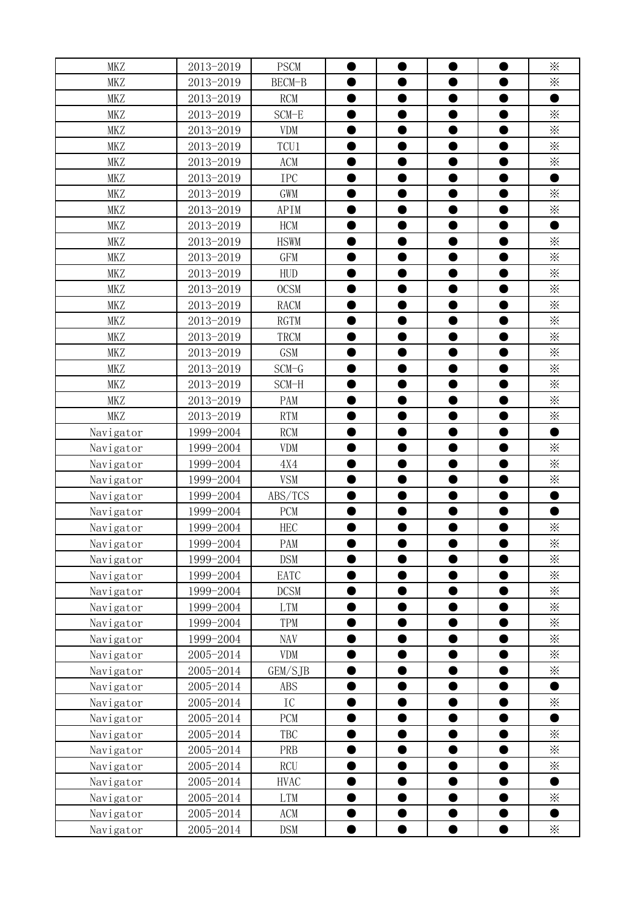| MKZ | 2013-2019 | PSCM | ● | ● | ● | ● | ※ |
|---|---|---|---|---|---|---|---|
| MKZ | 2013-2019 | BECM-B | ● | ● | ● | ● | ※ |
| MKZ | 2013-2019 | RCM | ● | ● | ● | ● | ● |
| MKZ | 2013-2019 | SCM-E | ● | ● | ● | ● | ※ |
| MKZ | 2013-2019 | VDM | ● | ● | ● | ● | ※ |
| MKZ | 2013-2019 | TCU1 | ● | ● | ● | ● | ※ |
| MKZ | 2013-2019 | ACM | ● | ● | ● | ● | ※ |
| MKZ | 2013-2019 | IPC | ● | ● | ● | ● | ● |
| MKZ | 2013-2019 | GWM | ● | ● | ● | ● | ※ |
| MKZ | 2013-2019 | APIM | ● | ● | ● | ● | ※ |
| MKZ | 2013-2019 | HCM | ● | ● | ● | ● | ● |
| MKZ | 2013-2019 | HSWM | ● | ● | ● | ● | ※ |
| MKZ | 2013-2019 | GFM | ● | ● | ● | ● | ※ |
| MKZ | 2013-2019 | HUD | ● | ● | ● | ● | ※ |
| MKZ | 2013-2019 | OCSM | ● | ● | ● | ● | ※ |
| MKZ | 2013-2019 | RACM | ● | ● | ● | ● | ※ |
| MKZ | 2013-2019 | RGTM | ● | ● | ● | ● | ※ |
| MKZ | 2013-2019 | TRCM | ● | ● | ● | ● | ※ |
| MKZ | 2013-2019 | GSM | ● | ● | ● | ● | ※ |
| MKZ | 2013-2019 | SCM-G | ● | ● | ● | ● | ※ |
| MKZ | 2013-2019 | SCM-H | ● | ● | ● | ● | ※ |
| MKZ | 2013-2019 | PAM | ● | ● | ● | ● | ※ |
| MKZ | 2013-2019 | RTM | ● | ● | ● | ● | ※ |
| Navigator | 1999-2004 | RCM | ● | ● | ● | ● | ● |
| Navigator | 1999-2004 | VDM | ● | ● | ● | ● | ※ |
| Navigator | 1999-2004 | 4X4 | ● | ● | ● | ● | ※ |
| Navigator | 1999-2004 | VSM | ● | ● | ● | ● | ※ |
| Navigator | 1999-2004 | ABS/TCS | ● | ● | ● | ● | ● |
| Navigator | 1999-2004 | PCM | ● | ● | ● | ● | ● |
| Navigator | 1999-2004 | HEC | ● | ● | ● | ● | ※ |
| Navigator | 1999-2004 | PAM | ● | ● | ● | ● | ※ |
| Navigator | 1999-2004 | DSM | ● | ● | ● | ● | ※ |
| Navigator | 1999-2004 | EATC | ● | ● | ● | ● | ※ |
| Navigator | 1999-2004 | DCSM | ● | ● | ● | ● | ※ |
| Navigator | 1999-2004 | LTM | ● | ● | ● | ● | ※ |
| Navigator | 1999-2004 | TPM | ● | ● | ● | ● | ※ |
| Navigator | 1999-2004 | NAV | ● | ● | ● | ● | ※ |
| Navigator | 2005-2014 | VDM | ● | ● | ● | ● | ※ |
| Navigator | 2005-2014 | GEM/SJB | ● | ● | ● | ● | ※ |
| Navigator | 2005-2014 | ABS | ● | ● | ● | ● | ● |
| Navigator | 2005-2014 | IC | ● | ● | ● | ● | ※ |
| Navigator | 2005-2014 | PCM | ● | ● | ● | ● | ● |
| Navigator | 2005-2014 | TBC | ● | ● | ● | ● | ※ |
| Navigator | 2005-2014 | PRB | ● | ● | ● | ● | ※ |
| Navigator | 2005-2014 | RCU | ● | ● | ● | ● | ※ |
| Navigator | 2005-2014 | HVAC | ● | ● | ● | ● | ● |
| Navigator | 2005-2014 | LTM | ● | ● | ● | ● | ※ |
| Navigator | 2005-2014 | ACM | ● | ● | ● | ● | ● |
| Navigator | 2005-2014 | DSM | ● | ● | ● | ● | ※ |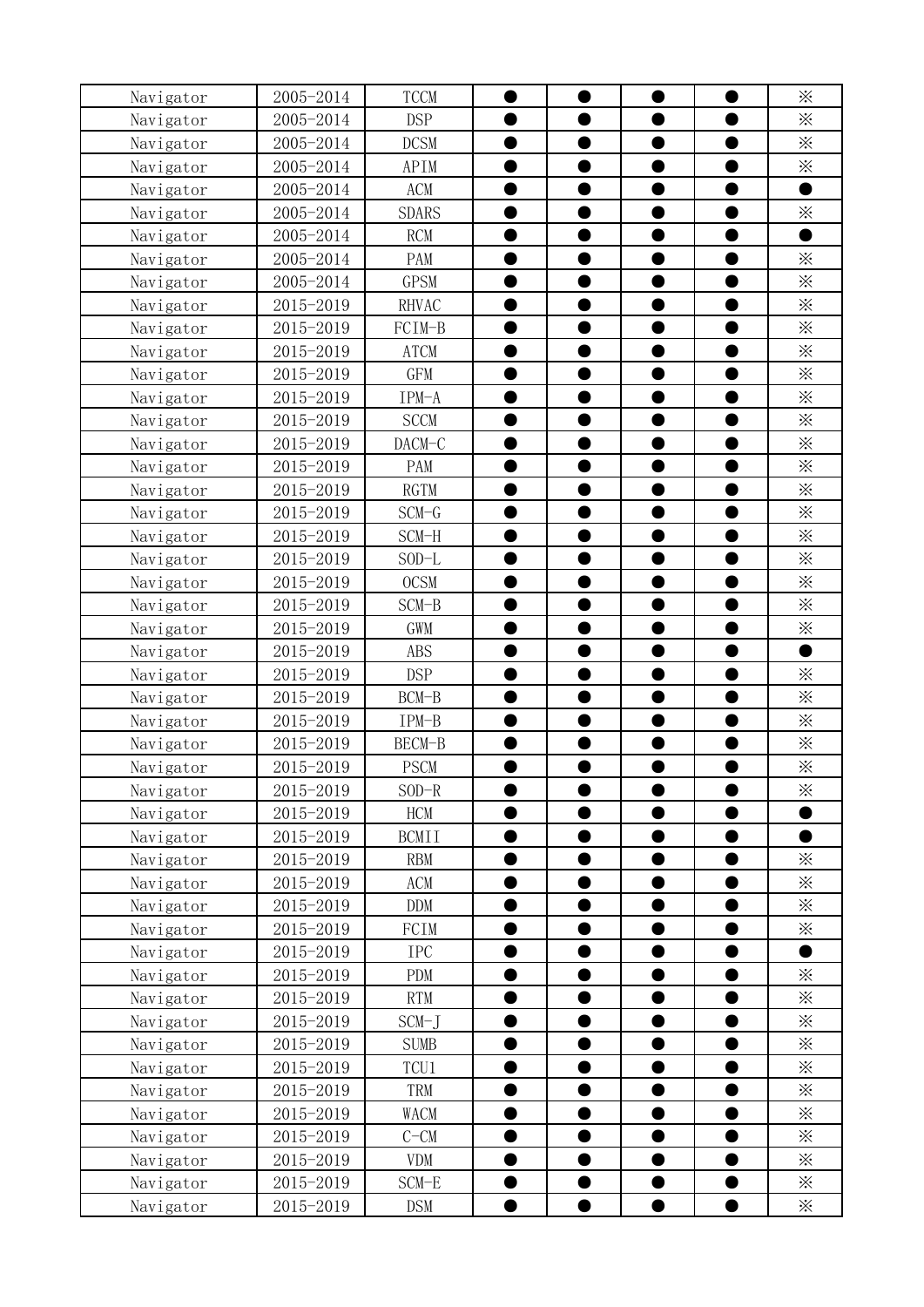| Navigator | 2005-2014 | TCCM | ● | ● | ● | ● | ※ |
|---|---|---|---|---|---|---|---|
| Navigator | 2005-2014 | DSP | ● | ● | ● | ● | ※ |
| Navigator | 2005-2014 | DCSM | ● | ● | ● | ● | ※ |
| Navigator | 2005-2014 | APIM | ● | ● | ● | ● | ※ |
| Navigator | 2005-2014 | ACM | ● | ● | ● | ● | ● |
| Navigator | 2005-2014 | SDARS | ● | ● | ● | ● | ※ |
| Navigator | 2005-2014 | RCM | ● | ● | ● | ● | ● |
| Navigator | 2005-2014 | PAM | ● | ● | ● | ● | ※ |
| Navigator | 2005-2014 | GPSM | ● | ● | ● | ● | ※ |
| Navigator | 2015-2019 | RHVAC | ● | ● | ● | ● | ※ |
| Navigator | 2015-2019 | FCIM-B | ● | ● | ● | ● | ※ |
| Navigator | 2015-2019 | ATCM | ● | ● | ● | ● | ※ |
| Navigator | 2015-2019 | GFM | ● | ● | ● | ● | ※ |
| Navigator | 2015-2019 | IPM-A | ● | ● | ● | ● | ※ |
| Navigator | 2015-2019 | SCCM | ● | ● | ● | ● | ※ |
| Navigator | 2015-2019 | DACM-C | ● | ● | ● | ● | ※ |
| Navigator | 2015-2019 | PAM | ● | ● | ● | ● | ※ |
| Navigator | 2015-2019 | RGTM | ● | ● | ● | ● | ※ |
| Navigator | 2015-2019 | SCM-G | ● | ● | ● | ● | ※ |
| Navigator | 2015-2019 | SCM-H | ● | ● | ● | ● | ※ |
| Navigator | 2015-2019 | SOD-L | ● | ● | ● | ● | ※ |
| Navigator | 2015-2019 | OCSM | ● | ● | ● | ● | ※ |
| Navigator | 2015-2019 | SCM-B | ● | ● | ● | ● | ※ |
| Navigator | 2015-2019 | GWM | ● | ● | ● | ● | ※ |
| Navigator | 2015-2019 | ABS | ● | ● | ● | ● | ● |
| Navigator | 2015-2019 | DSP | ● | ● | ● | ● | ※ |
| Navigator | 2015-2019 | BCM-B | ● | ● | ● | ● | ※ |
| Navigator | 2015-2019 | IPM-B | ● | ● | ● | ● | ※ |
| Navigator | 2015-2019 | BECM-B | ● | ● | ● | ● | ※ |
| Navigator | 2015-2019 | PSCM | ● | ● | ● | ● | ※ |
| Navigator | 2015-2019 | SOD-R | ● | ● | ● | ● | ※ |
| Navigator | 2015-2019 | HCM | ● | ● | ● | ● | ● |
| Navigator | 2015-2019 | BCMII | ● | ● | ● | ● | ● |
| Navigator | 2015-2019 | RBM | ● | ● | ● | ● | ※ |
| Navigator | 2015-2019 | ACM | ● | ● | ● | ● | ※ |
| Navigator | 2015-2019 | DDM | ● | ● | ● | ● | ※ |
| Navigator | 2015-2019 | FCIM | ● | ● | ● | ● | ※ |
| Navigator | 2015-2019 | IPC | ● | ● | ● | ● | ● |
| Navigator | 2015-2019 | PDM | ● | ● | ● | ● | ※ |
| Navigator | 2015-2019 | RTM | ● | ● | ● | ● | ※ |
| Navigator | 2015-2019 | SCM-J | ● | ● | ● | ● | ※ |
| Navigator | 2015-2019 | SUMB | ● | ● | ● | ● | ※ |
| Navigator | 2015-2019 | TCU1 | ● | ● | ● | ● | ※ |
| Navigator | 2015-2019 | TRM | ● | ● | ● | ● | ※ |
| Navigator | 2015-2019 | WACM | ● | ● | ● | ● | ※ |
| Navigator | 2015-2019 | C-CM | ● | ● | ● | ● | ※ |
| Navigator | 2015-2019 | VDM | ● | ● | ● | ● | ※ |
| Navigator | 2015-2019 | SCM-E | ● | ● | ● | ● | ※ |
| Navigator | 2015-2019 | DSM | ● | ● | ● | ● | ※ |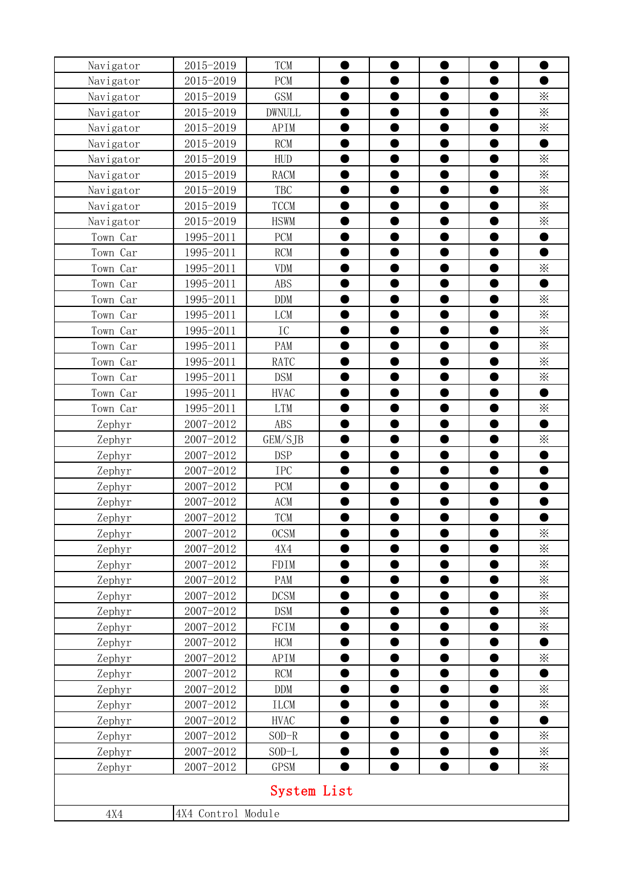| | | | | | | | |
|---|---|---|---|---|---|---|---|
| Navigator | 2015-2019 | TCM | ● | ● | ● | ● | ● |
| Navigator | 2015-2019 | PCM | ● | ● | ● | ● | ● |
| Navigator | 2015-2019 | GSM | ● | ● | ● | ● | ※ |
| Navigator | 2015-2019 | DWNULL | ● | ● | ● | ● | ※ |
| Navigator | 2015-2019 | APIM | ● | ● | ● | ● | ※ |
| Navigator | 2015-2019 | RCM | ● | ● | ● | ● | ● |
| Navigator | 2015-2019 | HUD | ● | ● | ● | ● | ※ |
| Navigator | 2015-2019 | RACM | ● | ● | ● | ● | ※ |
| Navigator | 2015-2019 | TBC | ● | ● | ● | ● | ※ |
| Navigator | 2015-2019 | TCCM | ● | ● | ● | ● | ※ |
| Navigator | 2015-2019 | HSWM | ● | ● | ● | ● | ※ |
| Town Car | 1995-2011 | PCM | ● | ● | ● | ● | ● |
| Town Car | 1995-2011 | RCM | ● | ● | ● | ● | ● |
| Town Car | 1995-2011 | VDM | ● | ● | ● | ● | ※ |
| Town Car | 1995-2011 | ABS | ● | ● | ● | ● | ● |
| Town Car | 1995-2011 | DDM | ● | ● | ● | ● | ※ |
| Town Car | 1995-2011 | LCM | ● | ● | ● | ● | ※ |
| Town Car | 1995-2011 | IC | ● | ● | ● | ● | ※ |
| Town Car | 1995-2011 | PAM | ● | ● | ● | ● | ※ |
| Town Car | 1995-2011 | RATC | ● | ● | ● | ● | ※ |
| Town Car | 1995-2011 | DSM | ● | ● | ● | ● | ※ |
| Town Car | 1995-2011 | HVAC | ● | ● | ● | ● | ● |
| Town Car | 1995-2011 | LTM | ● | ● | ● | ● | ※ |
| Zephyr | 2007-2012 | ABS | ● | ● | ● | ● | ● |
| Zephyr | 2007-2012 | GEM/SJB | ● | ● | ● | ● | ※ |
| Zephyr | 2007-2012 | DSP | ● | ● | ● | ● | ● |
| Zephyr | 2007-2012 | IPC | ● | ● | ● | ● | ● |
| Zephyr | 2007-2012 | PCM | ● | ● | ● | ● | ● |
| Zephyr | 2007-2012 | ACM | ● | ● | ● | ● | ● |
| Zephyr | 2007-2012 | TCM | ● | ● | ● | ● | ● |
| Zephyr | 2007-2012 | OCSM | ● | ● | ● | ● | ※ |
| Zephyr | 2007-2012 | 4X4 | ● | ● | ● | ● | ※ |
| Zephyr | 2007-2012 | FDIM | ● | ● | ● | ● | ※ |
| Zephyr | 2007-2012 | PAM | ● | ● | ● | ● | ※ |
| Zephyr | 2007-2012 | DCSM | ● | ● | ● | ● | ※ |
| Zephyr | 2007-2012 | DSM | ● | ● | ● | ● | ※ |
| Zephyr | 2007-2012 | FCIM | ● | ● | ● | ● | ※ |
| Zephyr | 2007-2012 | HCM | ● | ● | ● | ● | ● |
| Zephyr | 2007-2012 | APIM | ● | ● | ● | ● | ※ |
| Zephyr | 2007-2012 | RCM | ● | ● | ● | ● | ● |
| Zephyr | 2007-2012 | DDM | ● | ● | ● | ● | ※ |
| Zephyr | 2007-2012 | ILCM | ● | ● | ● | ● | ※ |
| Zephyr | 2007-2012 | HVAC | ● | ● | ● | ● | ● |
| Zephyr | 2007-2012 | SOD-R | ● | ● | ● | ● | ※ |
| Zephyr | 2007-2012 | SOD-L | ● | ● | ● | ● | ※ |
| Zephyr | 2007-2012 | GPSM | ● | ● | ● | ● | ※ |

## System List

| | |
|---|---|
| 4X4 | 4X4 Control Module |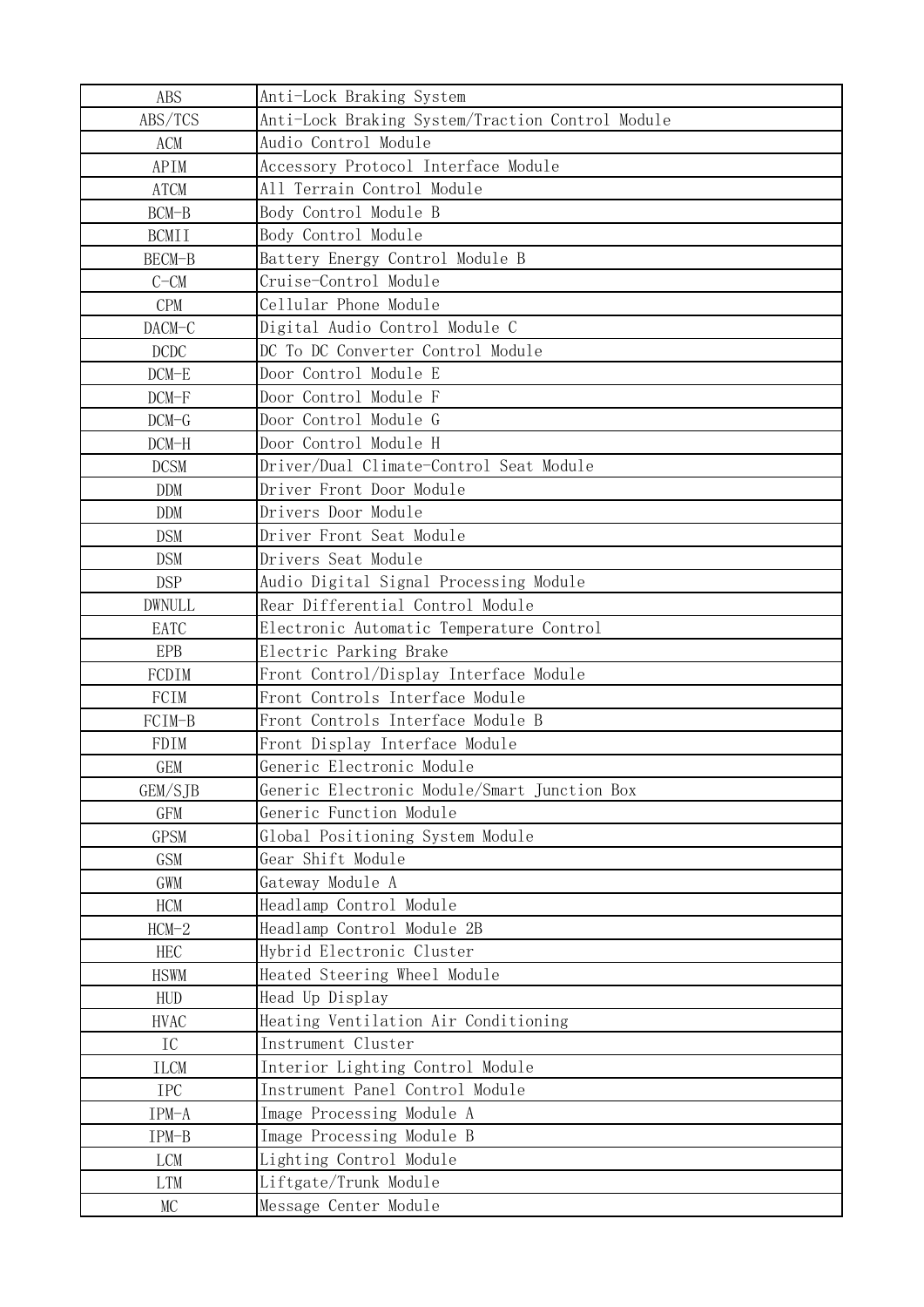| ABS | Anti-Lock Braking System |
|---|---|
| ABS/TCS | Anti-Lock Braking System/Traction Control Module |
| ACM | Audio Control Module |
| APIM | Accessory Protocol Interface Module |
| ATCM | All Terrain Control Module |
| BCM-B | Body Control Module B |
| BCMII | Body Control Module |
| BECM-B | Battery Energy Control Module B |
| C-CM | Cruise-Control Module |
| CPM | Cellular Phone Module |
| DACM-C | Digital Audio Control Module C |
| DCDC | DC To DC Converter Control Module |
| DCM-E | Door Control Module E |
| DCM-F | Door Control Module F |
| DCM-G | Door Control Module G |
| DCM-H | Door Control Module H |
| DCSM | Driver/Dual Climate-Control Seat Module |
| DDM | Driver Front Door Module |
| DDM | Drivers Door Module |
| DSM | Driver Front Seat Module |
| DSM | Drivers Seat Module |
| DSP | Audio Digital Signal Processing Module |
| DWNULL | Rear Differential Control Module |
| EATC | Electronic Automatic Temperature Control |
| EPB | Electric Parking Brake |
| FCDIM | Front Control/Display Interface Module |
| FCIM | Front Controls Interface Module |
| FCIM-B | Front Controls Interface Module B |
| FDIM | Front Display Interface Module |
| GEM | Generic Electronic Module |
| GEM/SJB | Generic Electronic Module/Smart Junction Box |
| GFM | Generic Function Module |
| GPSM | Global Positioning System Module |
| GSM | Gear Shift Module |
| GWM | Gateway Module A |
| HCM | Headlamp Control Module |
| HCM-2 | Headlamp Control Module 2B |
| HEC | Hybrid Electronic Cluster |
| HSWM | Heated Steering Wheel Module |
| HUD | Head Up Display |
| HVAC | Heating Ventilation Air Conditioning |
| IC | Instrument Cluster |
| ILCM | Interior Lighting Control Module |
| IPC | Instrument Panel Control Module |
| IPM-A | Image Processing Module A |
| IPM-B | Image Processing Module B |
| LCM | Lighting Control Module |
| LTM | Liftgate/Trunk Module |
| MC | Message Center Module |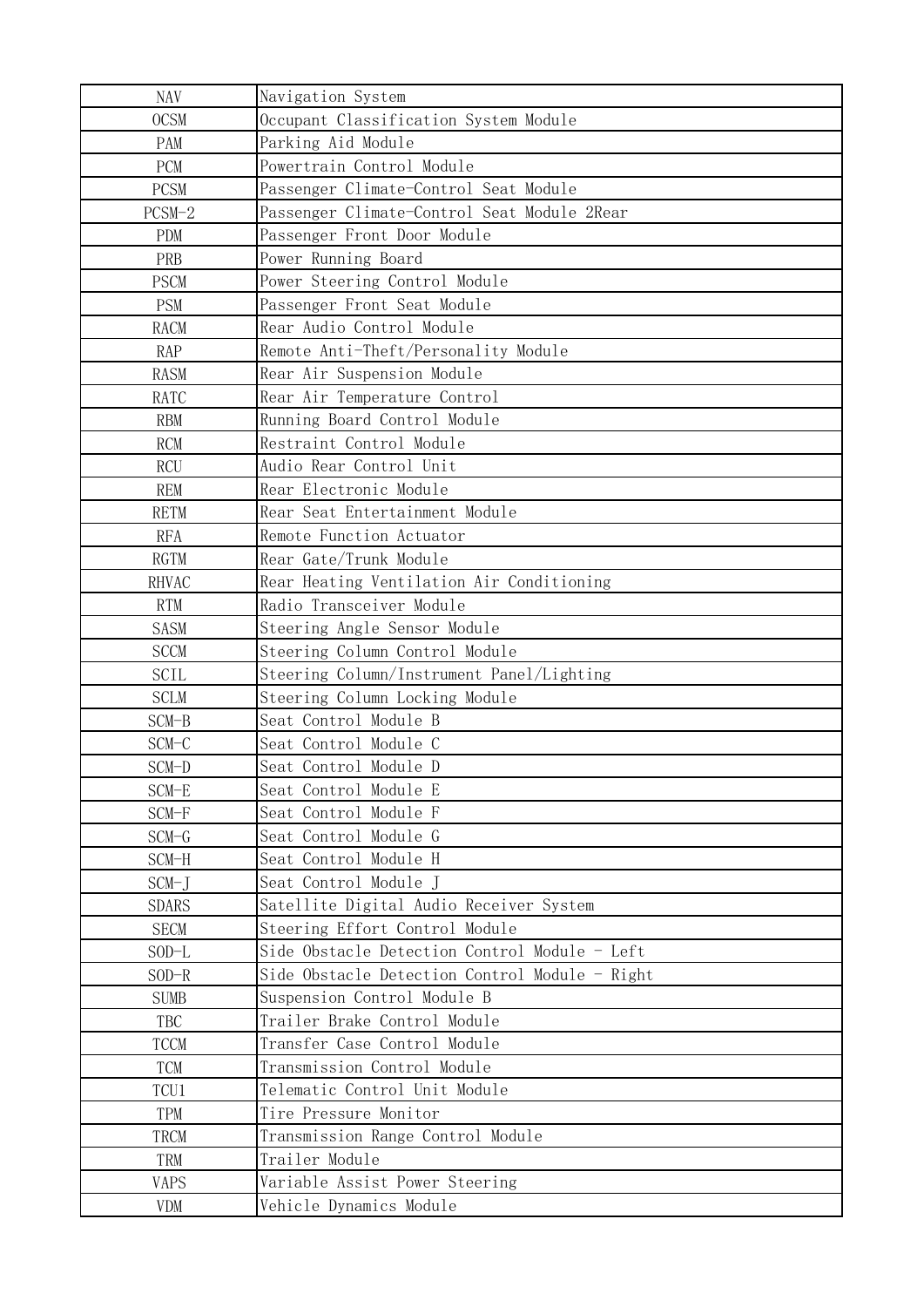| NAV | Navigation System |
|---|---|
| OCSM | Occupant Classification System Module |
| PAM | Parking Aid Module |
| PCM | Powertrain Control Module |
| PCSM | Passenger Climate-Control Seat Module |
| PCSM-2 | Passenger Climate-Control Seat Module 2Rear |
| PDM | Passenger Front Door Module |
| PRB | Power Running Board |
| PSCM | Power Steering Control Module |
| PSM | Passenger Front Seat Module |
| RACM | Rear Audio Control Module |
| RAP | Remote Anti-Theft/Personality Module |
| RASM | Rear Air Suspension Module |
| RATC | Rear Air Temperature Control |
| RBM | Running Board Control Module |
| RCM | Restraint Control Module |
| RCU | Audio Rear Control Unit |
| REM | Rear Electronic Module |
| RETM | Rear Seat Entertainment Module |
| RFA | Remote Function Actuator |
| RGTM | Rear Gate/Trunk Module |
| RHVAC | Rear Heating Ventilation Air Conditioning |
| RTM | Radio Transceiver Module |
| SASM | Steering Angle Sensor Module |
| SCCM | Steering Column Control Module |
| SCIL | Steering Column/Instrument Panel/Lighting |
| SCLM | Steering Column Locking Module |
| SCM-B | Seat Control Module B |
| SCM-C | Seat Control Module C |
| SCM-D | Seat Control Module D |
| SCM-E | Seat Control Module E |
| SCM-F | Seat Control Module F |
| SCM-G | Seat Control Module G |
| SCM-H | Seat Control Module H |
| SCM-J | Seat Control Module J |
| SDARS | Satellite Digital Audio Receiver System |
| SECM | Steering Effort Control Module |
| SOD-L | Side Obstacle Detection Control Module - Left |
| SOD-R | Side Obstacle Detection Control Module - Right |
| SUMB | Suspension Control Module B |
| TBC | Trailer Brake Control Module |
| TCCM | Transfer Case Control Module |
| TCM | Transmission Control Module |
| TCU1 | Telematic Control Unit Module |
| TPM | Tire Pressure Monitor |
| TRCM | Transmission Range Control Module |
| TRM | Trailer Module |
| VAPS | Variable Assist Power Steering |
| VDM | Vehicle Dynamics Module |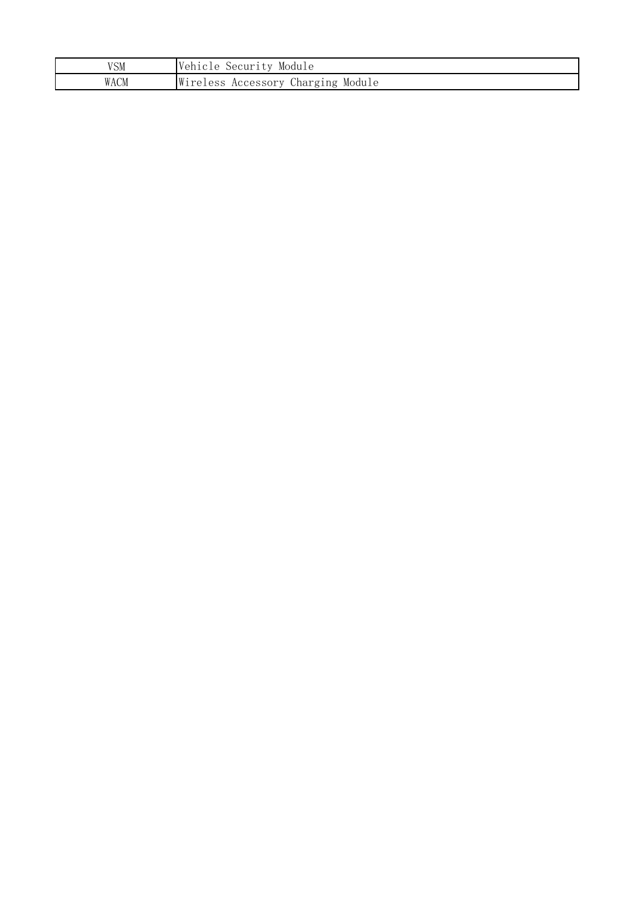| VSM | Vehicle Security Module |
| --- | --- |
| WACM | Wireless Accessory Charging Module |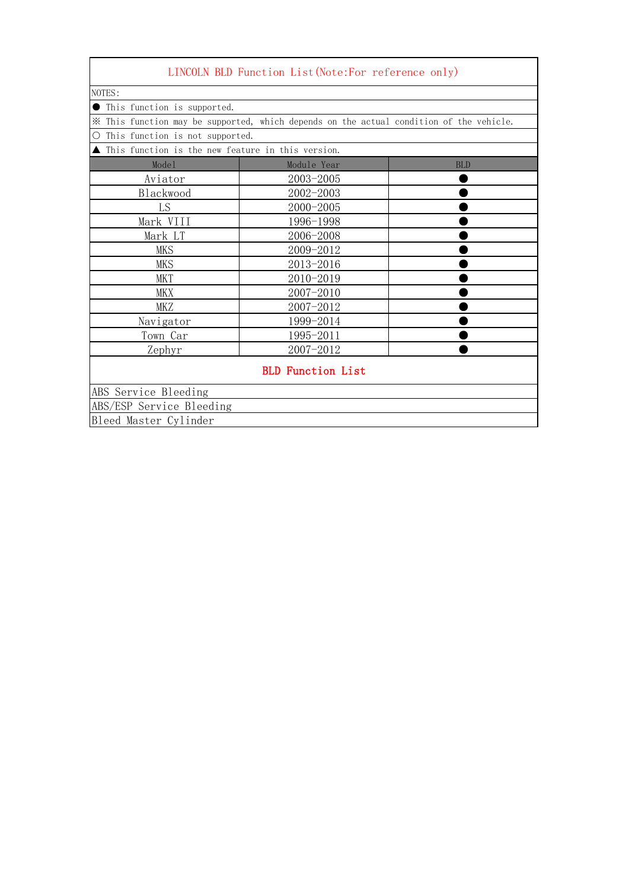# LINCOLN BLD Function List(Note:For reference only)

NOTES:

● This function is supported.

※ This function may be supported, which depends on the actual condition of the vehicle.

○ This function is not supported.

▲ This function is the new feature in this version.

| Model | Module Year | BLD |
|---|---|---|
| Aviator | 2003-2005 | ● |
| Blackwood | 2002-2003 | ● |
| LS | 2000-2005 | ● |
| Mark VIII | 1996-1998 | ● |
| Mark LT | 2006-2008 | ● |
| MKS | 2009-2012 | ● |
| MKS | 2013-2016 | ● |
| MKT | 2010-2019 | ● |
| MKX | 2007-2010 | ● |
| MKZ | 2007-2012 | ● |
| Navigator | 1999-2014 | ● |
| Town Car | 1995-2011 | ● |
| Zephyr | 2007-2012 | ● |

## BLD Function List

ABS Service Bleeding

ABS/ESP Service Bleeding

Bleed Master Cylinder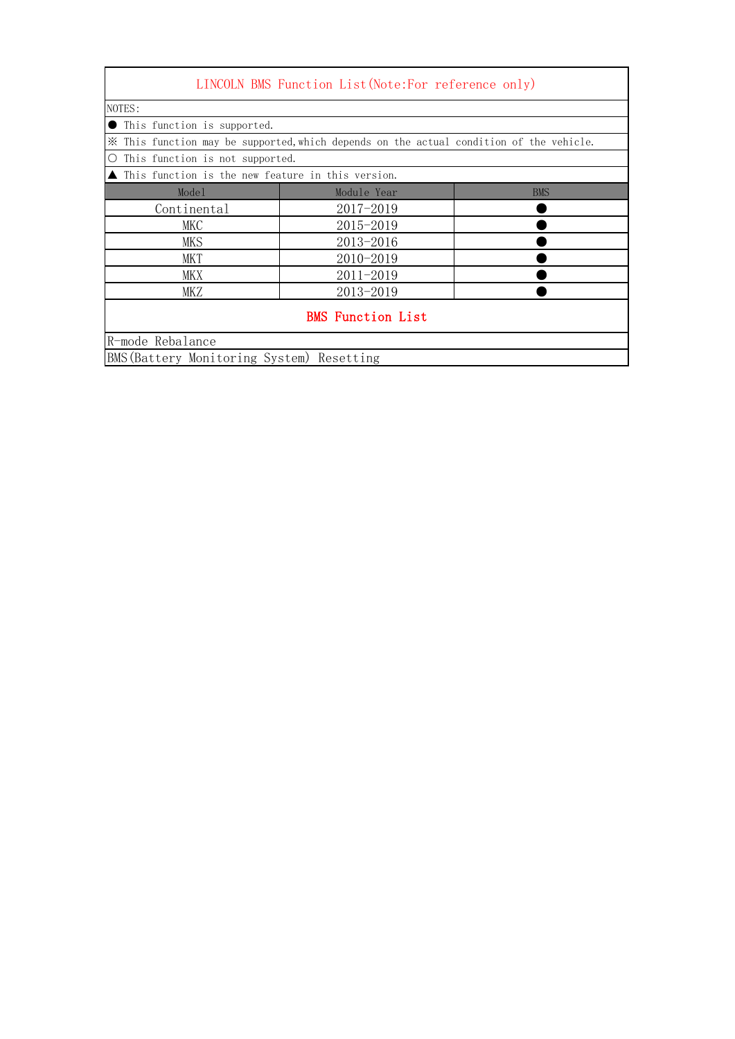# LINCOLN BMS Function List(Note:For reference only)

NOTES:

● This function is supported.

※ This function may be supported,which depends on the actual condition of the vehicle.

○ This function is not supported.

▲ This function is the new feature in this version.

| Model | Module Year | BMS |
|---|---|---|
| Continental | 2017-2019 | ● |
| MKC | 2015-2019 | ● |
| MKS | 2013-2016 | ● |
| MKT | 2010-2019 | ● |
| MKX | 2011-2019 | ● |
| MKZ | 2013-2019 | ● |

## BMS Function List

R-mode Rebalance

BMS(Battery Monitoring System) Resetting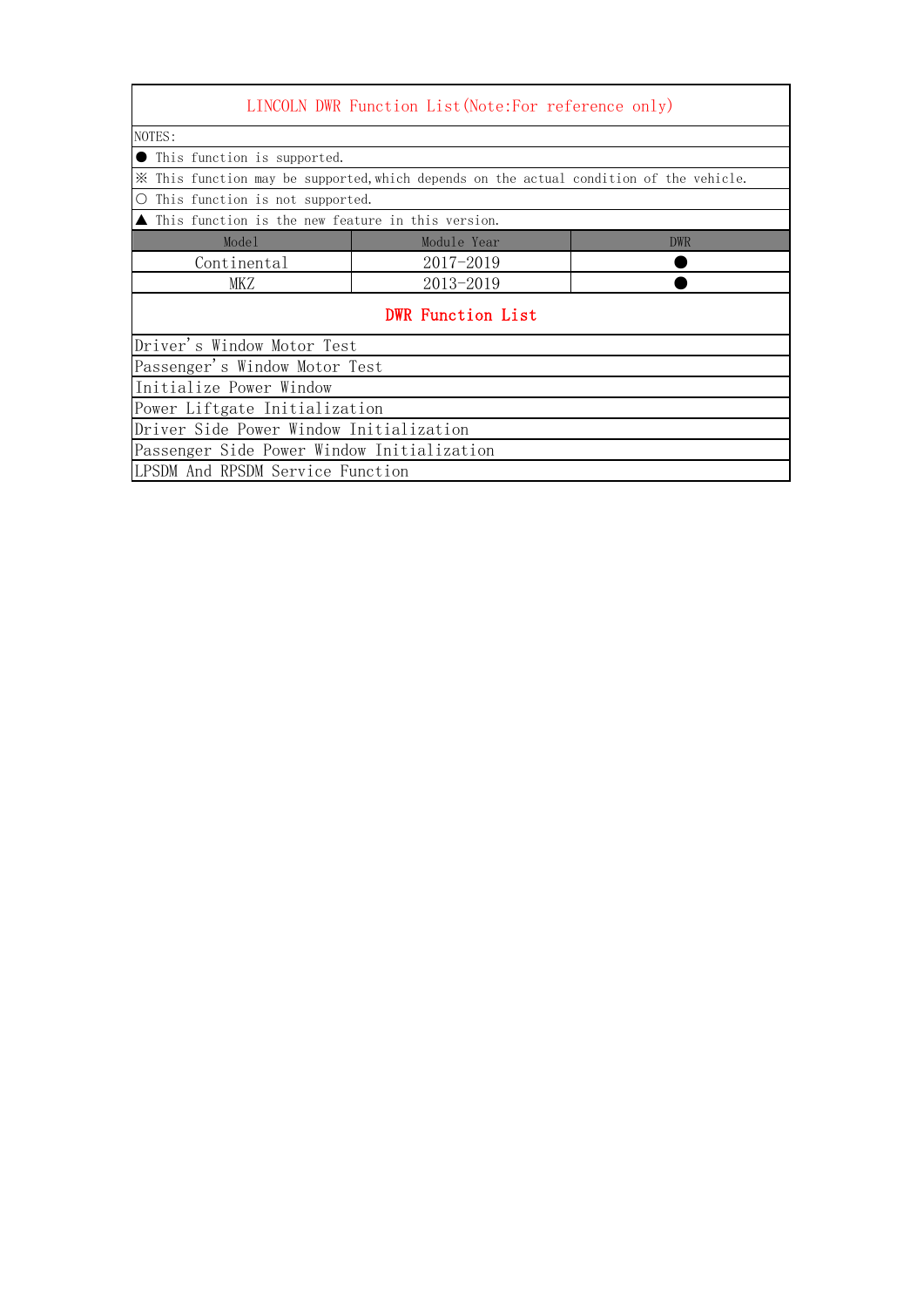## LINCOLN DWR Function List(Note:For reference only)

NOTES:

● This function is supported.

※ This function may be supported,which depends on the actual condition of the vehicle.

○ This function is not supported.

▲ This function is the new feature in this version.

| Model | Module Year | DWR |
|---|---|---|
| Continental | 2017-2019 | ● |
| MKZ | 2013-2019 | ● |

## DWR Function List

| DWR Function List |
|---|
| Driver's Window Motor Test |
| Passenger's Window Motor Test |
| Initialize Power Window |
| Power Liftgate Initialization |
| Driver Side Power Window Initialization |
| Passenger Side Power Window Initialization |
| LPSDM And RPSDM Service Function |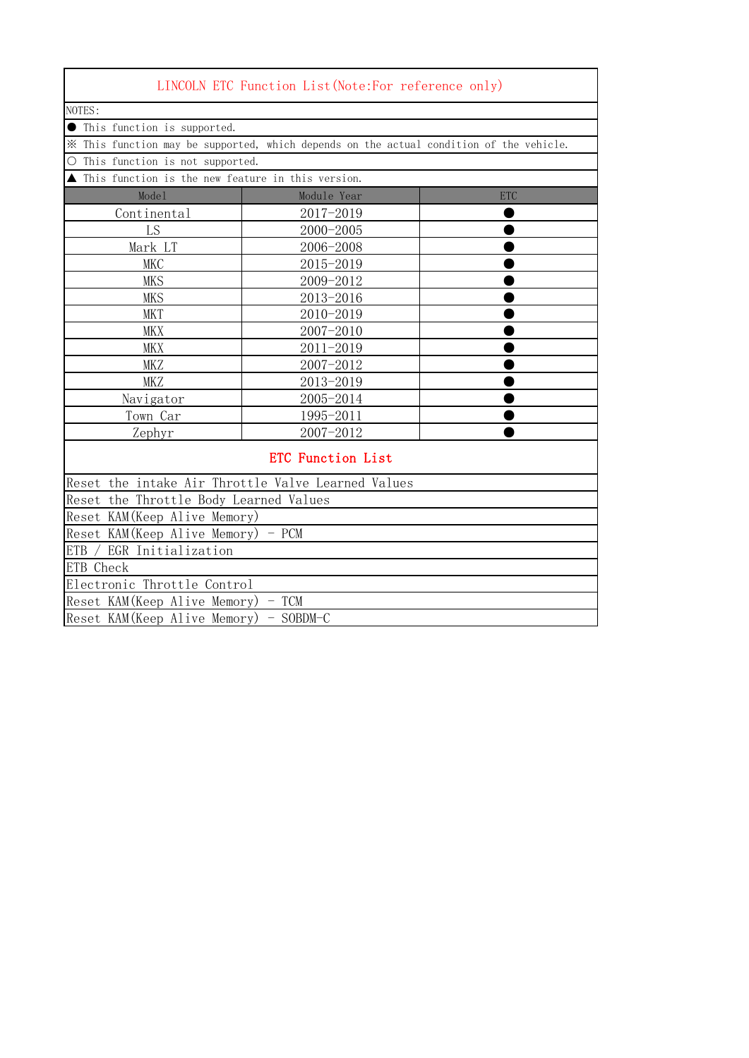# LINCOLN ETC Function List(Note:For reference only)

NOTES:

● This function is supported.

※ This function may be supported, which depends on the actual condition of the vehicle.

○ This function is not supported.

▲ This function is the new feature in this version.

| Model | Module Year | ETC |
|---|---|---|
| Continental | 2017-2019 | ● |
| LS | 2000-2005 | ● |
| Mark LT | 2006-2008 | ● |
| MKC | 2015-2019 | ● |
| MKS | 2009-2012 | ● |
| MKS | 2013-2016 | ● |
| MKT | 2010-2019 | ● |
| MKX | 2007-2010 | ● |
| MKX | 2011-2019 | ● |
| MKZ | 2007-2012 | ● |
| MKZ | 2013-2019 | ● |
| Navigator | 2005-2014 | ● |
| Town Car | 1995-2011 | ● |
| Zephyr | 2007-2012 | ● |

## ETC Function List

- Reset the intake Air Throttle Valve Learned Values
- Reset the Throttle Body Learned Values
- Reset KAM(Keep Alive Memory)
- Reset KAM(Keep Alive Memory) - PCM
- ETB / EGR Initialization
- ETB Check
- Electronic Throttle Control
- Reset KAM(Keep Alive Memory) - TCM
- Reset KAM(Keep Alive Memory) - SOBDM-C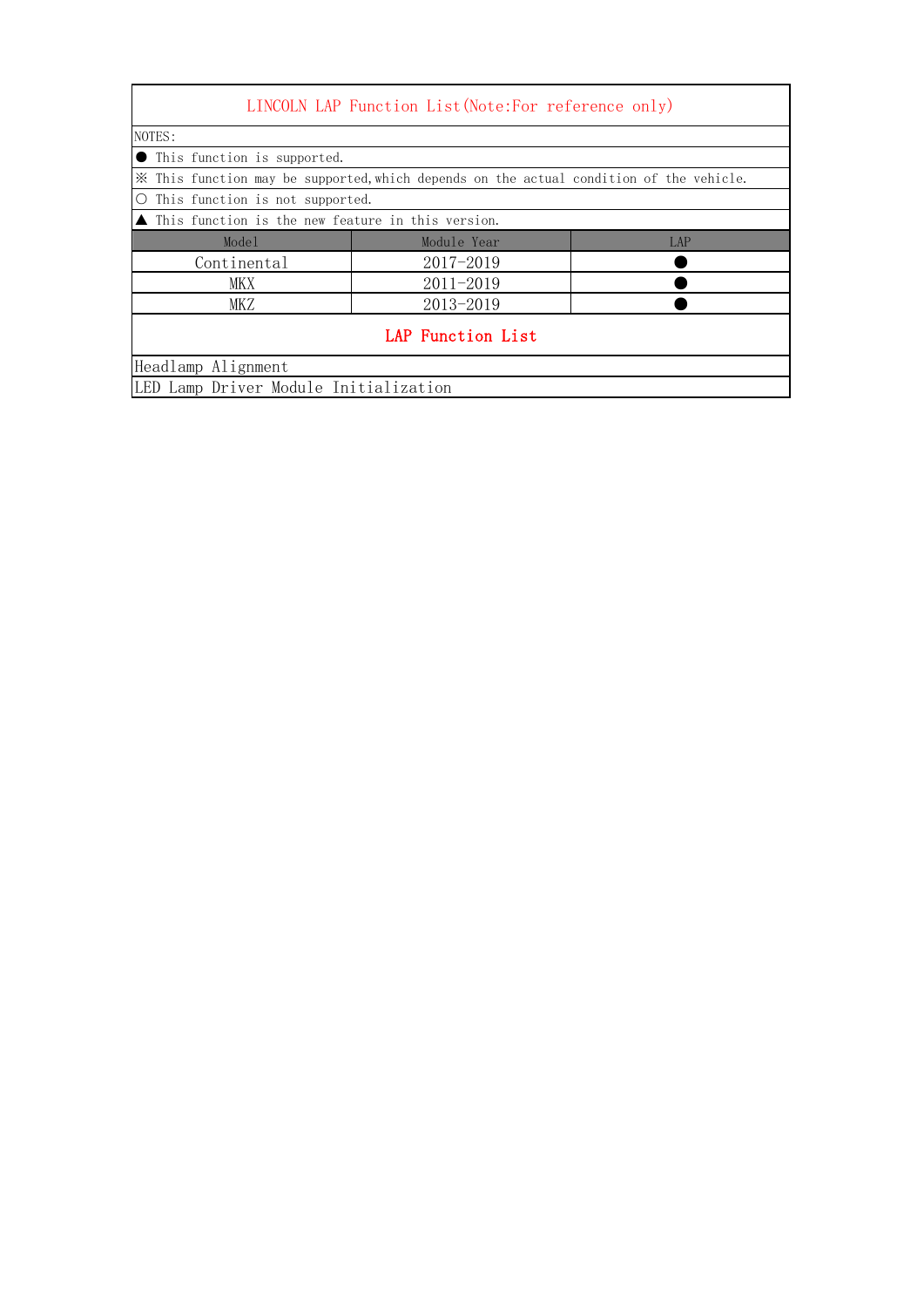# LINCOLN LAP Function List(Note:For reference only)

NOTES:

● This function is supported.

※ This function may be supported,which depends on the actual condition of the vehicle.

○ This function is not supported.

▲ This function is the new feature in this version.

| Model | Module Year | LAP |
|---|---|---|
| Continental | 2017-2019 | ● |
| MKX | 2011-2019 | ● |
| MKZ | 2013-2019 | ● |

## LAP Function List

| |
|---|
| Headlamp Alignment |
| LED Lamp Driver Module Initialization |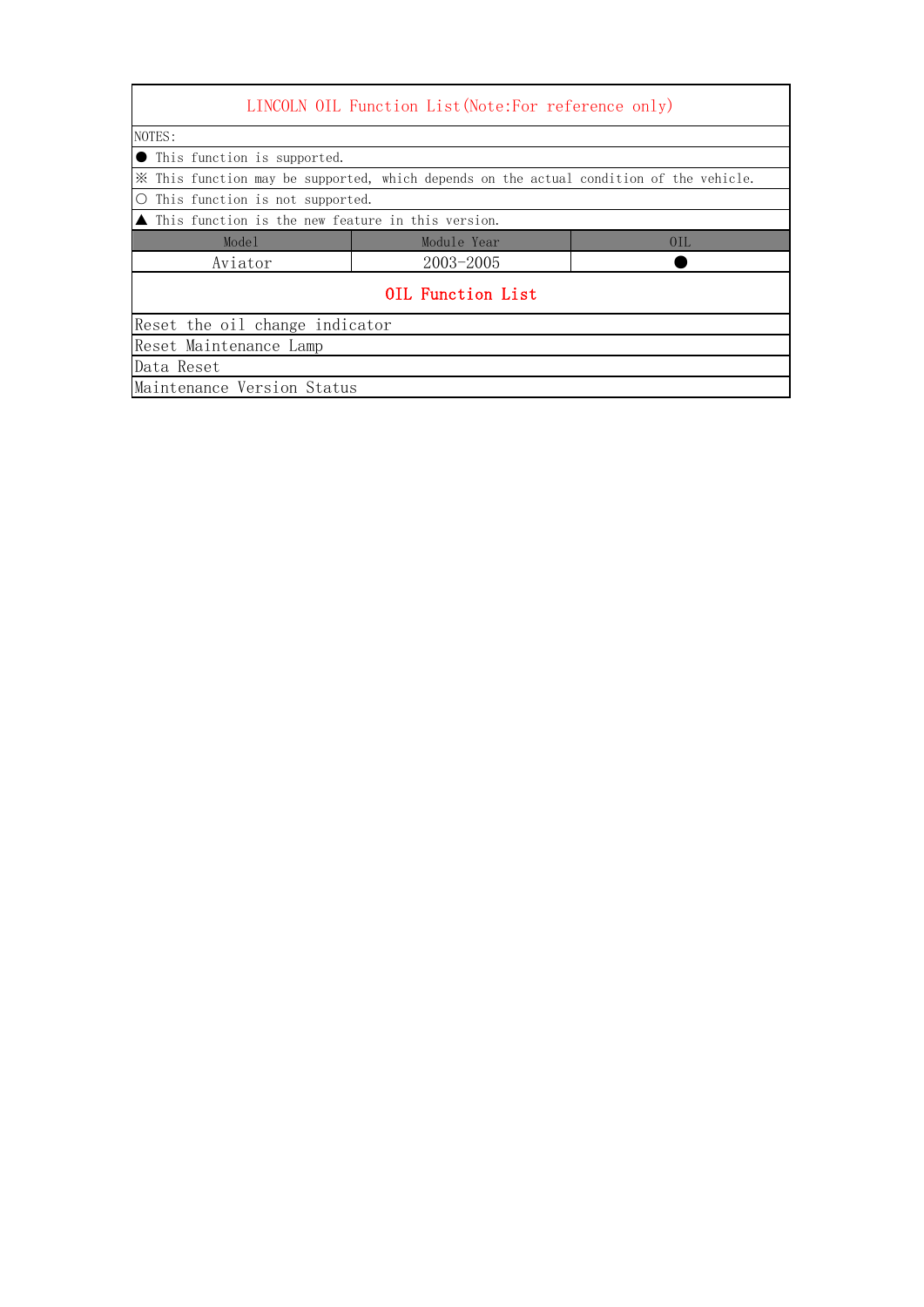# LINCOLN OIL Function List(Note:For reference only)

NOTES:

● This function is supported.

※ This function may be supported, which depends on the actual condition of the vehicle.

○ This function is not supported.

▲ This function is the new feature in this version.

| Model | Module Year | OIL |
| --- | --- | --- |
| Aviator | 2003-2005 | ● |

## OIL Function List

| |
| --- |
| Reset the oil change indicator |
| Reset Maintenance Lamp |
| Data Reset |
| Maintenance Version Status |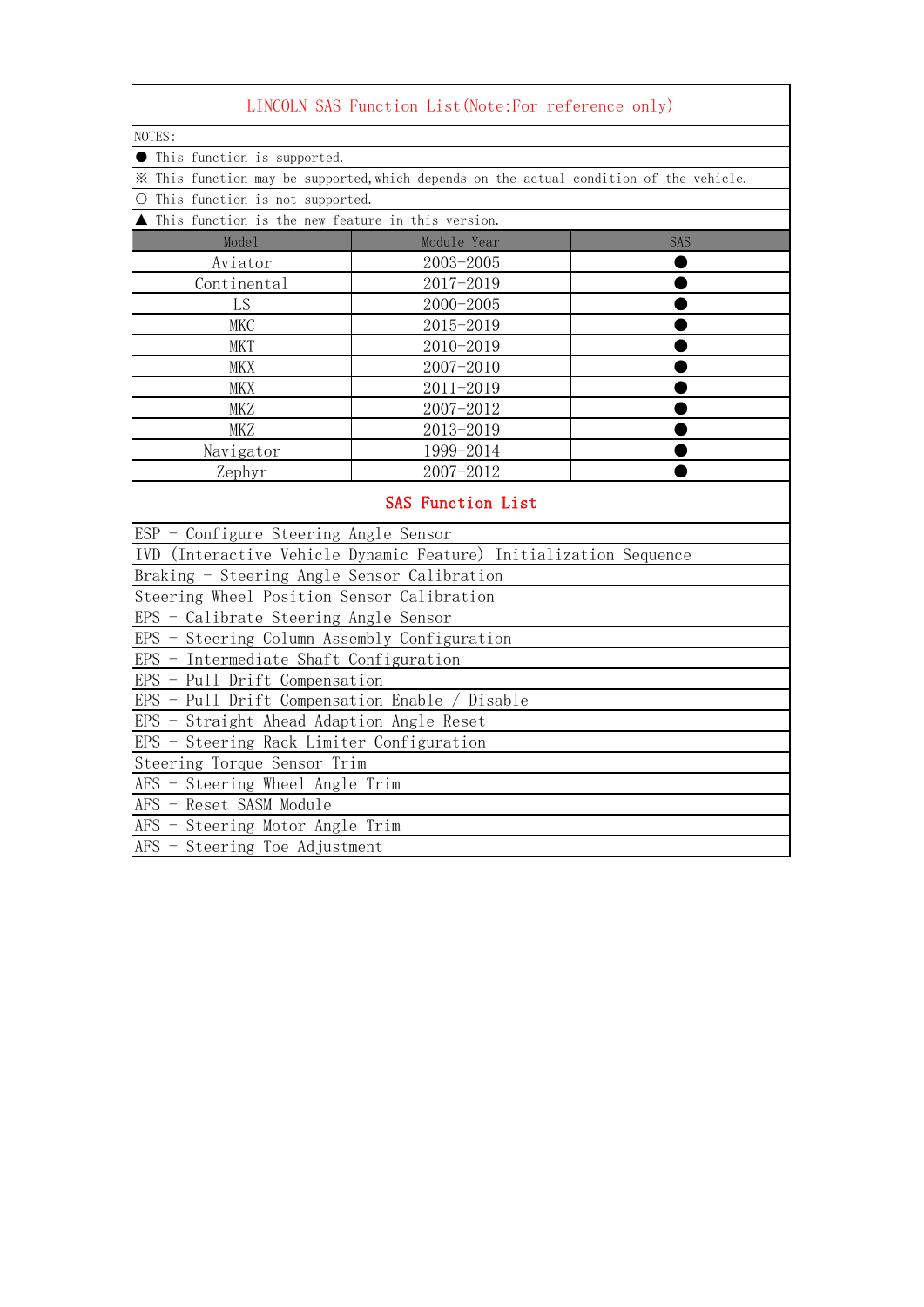## LINCOLN SAS Function List(Note:For reference only)

NOTES:

● This function is supported.

※ This function may be supported,which depends on the actual condition of the vehicle.

○ This function is not supported.

▲ This function is the new feature in this version.

| Model | Module Year | SAS |
|---|---|---|
| Aviator | 2003-2005 | ● |
| Continental | 2017-2019 | ● |
| LS | 2000-2005 | ● |
| MKC | 2015-2019 | ● |
| MKT | 2010-2019 | ● |
| MKX | 2007-2010 | ● |
| MKX | 2011-2019 | ● |
| MKZ | 2007-2012 | ● |
| MKZ | 2013-2019 | ● |
| Navigator | 1999-2014 | ● |
| Zephyr | 2007-2012 | ● |

## SAS Function List

- ESP - Configure Steering Angle Sensor
- IVD (Interactive Vehicle Dynamic Feature) Initialization Sequence
- Braking - Steering Angle Sensor Calibration
- Steering Wheel Position Sensor Calibration
- EPS - Calibrate Steering Angle Sensor
- EPS - Steering Column Assembly Configuration
- EPS - Intermediate Shaft Configuration
- EPS - Pull Drift Compensation
- EPS - Pull Drift Compensation Enable / Disable
- EPS - Straight Ahead Adaption Angle Reset
- EPS - Steering Rack Limiter Configuration
- Steering Torque Sensor Trim
- AFS - Steering Wheel Angle Trim
- AFS - Reset SASM Module
- AFS - Steering Motor Angle Trim
- AFS - Steering Toe Adjustment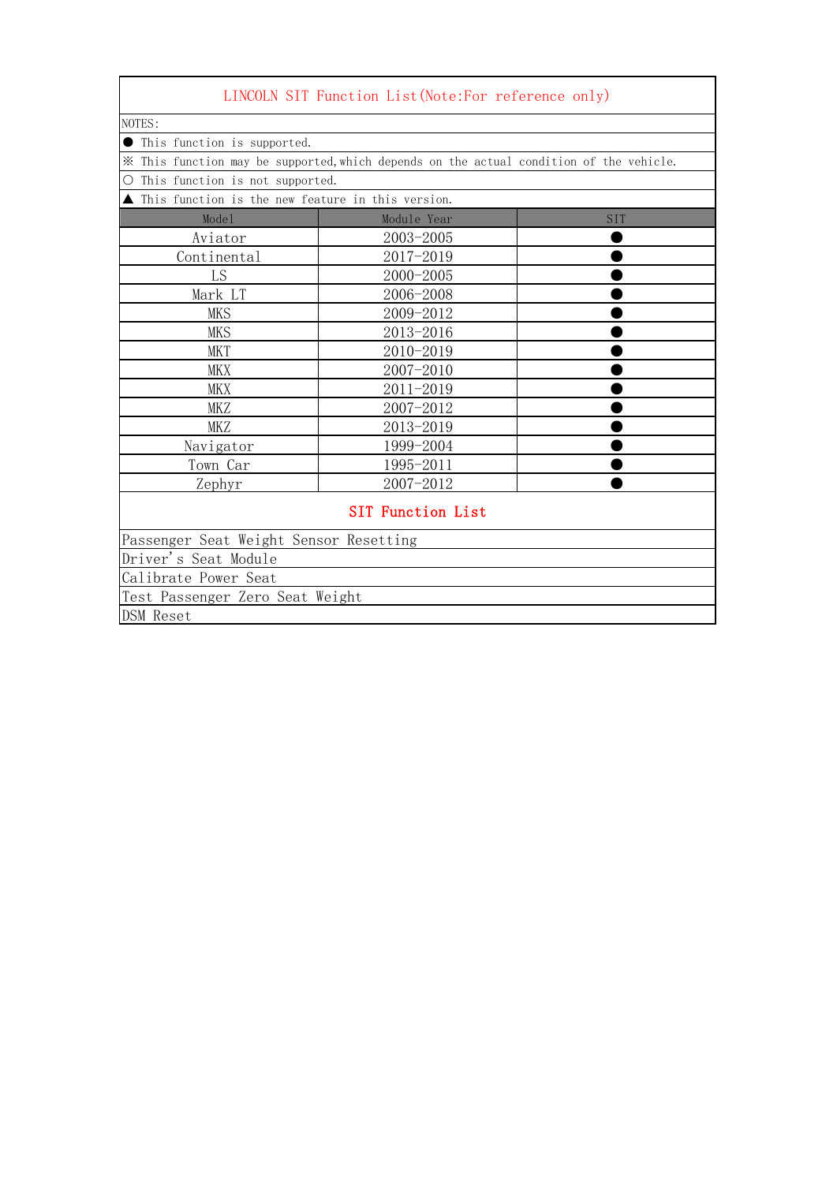# LINCOLN SIT Function List(Note:For reference only)

NOTES:

- ● This function is supported.
- ※ This function may be supported,which depends on the actual condition of the vehicle.
- ○ This function is not supported.
- ▲ This function is the new feature in this version.

| Model | Module Year | SIT |
|---|---|---|
| Aviator | 2003-2005 | ● |
| Continental | 2017-2019 | ● |
| LS | 2000-2005 | ● |
| Mark LT | 2006-2008 | ● |
| MKS | 2009-2012 | ● |
| MKS | 2013-2016 | ● |
| MKT | 2010-2019 | ● |
| MKX | 2007-2010 | ● |
| MKX | 2011-2019 | ● |
| MKZ | 2007-2012 | ● |
| MKZ | 2013-2019 | ● |
| Navigator | 1999-2004 | ● |
| Town Car | 1995-2011 | ● |
| Zephyr | 2007-2012 | ● |

## SIT Function List

| |
|---|
| Passenger Seat Weight Sensor Resetting |
| Driver's Seat Module |
| Calibrate Power Seat |
| Test Passenger Zero Seat Weight |
| DSM Reset |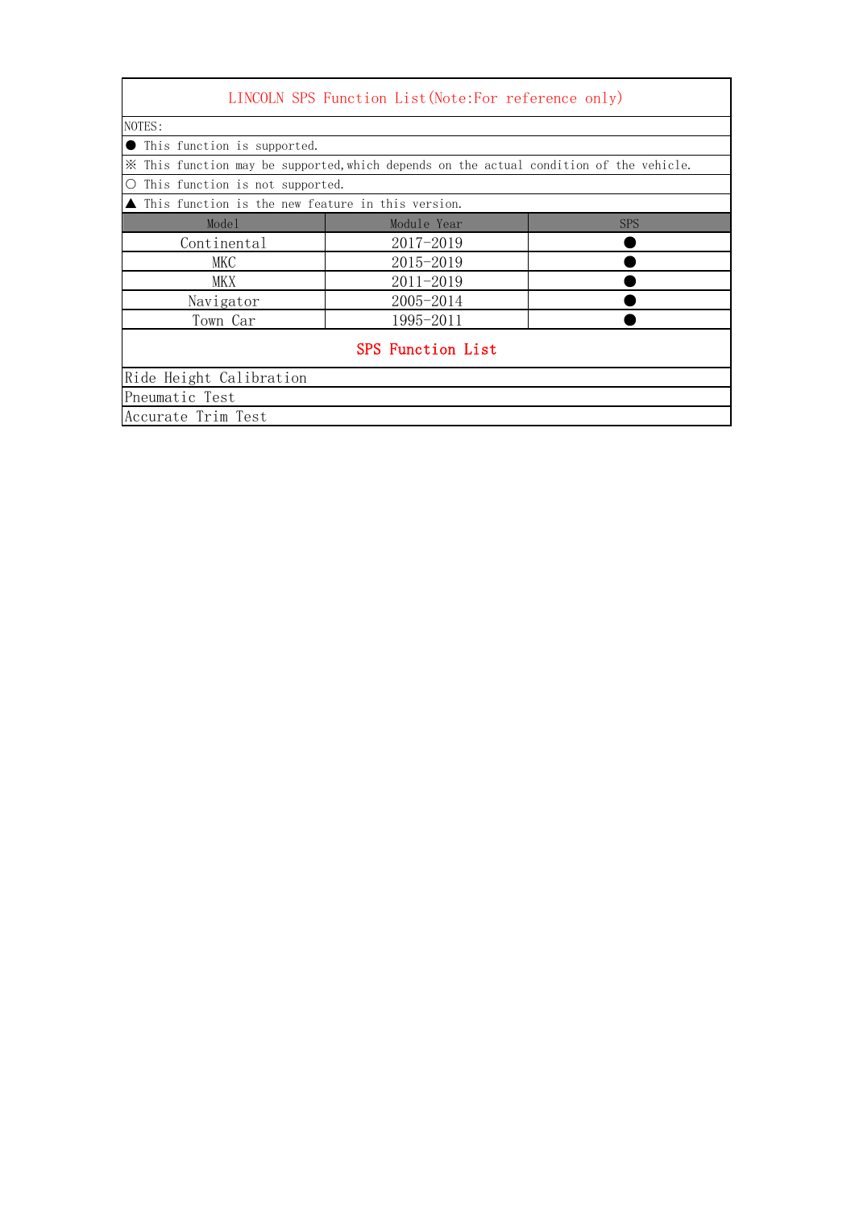# LINCOLN SPS Function List(Note:For reference only)

NOTES:

- ● This function is supported.
- ※ This function may be supported,which depends on the actual condition of the vehicle.
- ○ This function is not supported.
- ▲ This function is the new feature in this version.

| Model | Module Year | SPS |
|---|---|---|
| Continental | 2017-2019 | ● |
| MKC | 2015-2019 | ● |
| MKX | 2011-2019 | ● |
| Navigator | 2005-2014 | ● |
| Town Car | 1995-2011 | ● |

## SPS Function List

- Ride Height Calibration
- Pneumatic Test
- Accurate Trim Test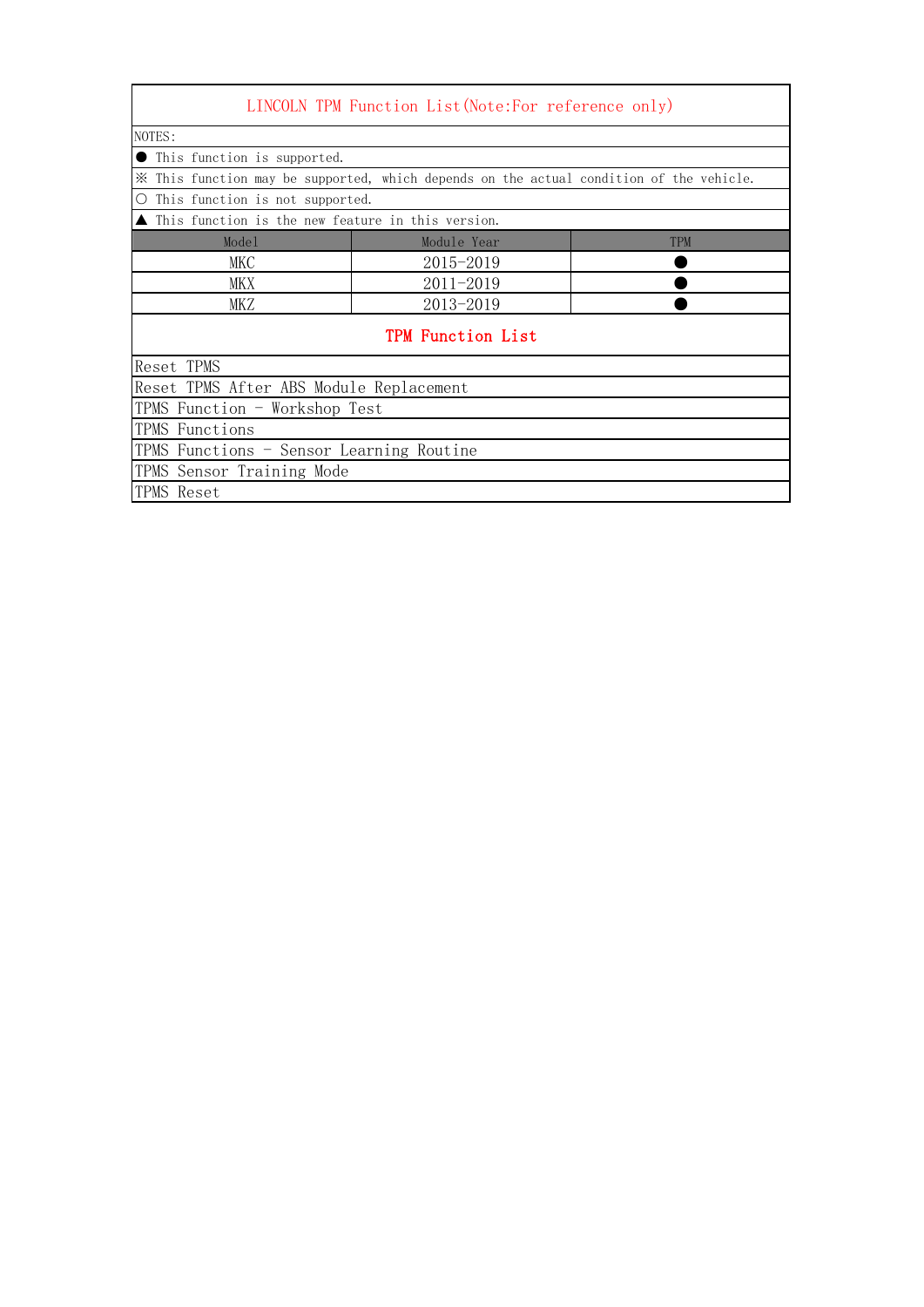# LINCOLN TPM Function List(Note:For reference only)

NOTES:

- ● This function is supported.
- ※ This function may be supported, which depends on the actual condition of the vehicle.
- ○ This function is not supported.
- ▲ This function is the new feature in this version.

| Model | Module Year | TPM |
|---|---|---|
| MKC | 2015-2019 | ● |
| MKX | 2011-2019 | ● |
| MKZ | 2013-2019 | ● |

## TPM Function List

| |
|---|
| Reset TPMS |
| Reset TPMS After ABS Module Replacement |
| TPMS Function - Workshop Test |
| TPMS Functions |
| TPMS Functions - Sensor Learning Routine |
| TPMS Sensor Training Mode |
| TPMS Reset |